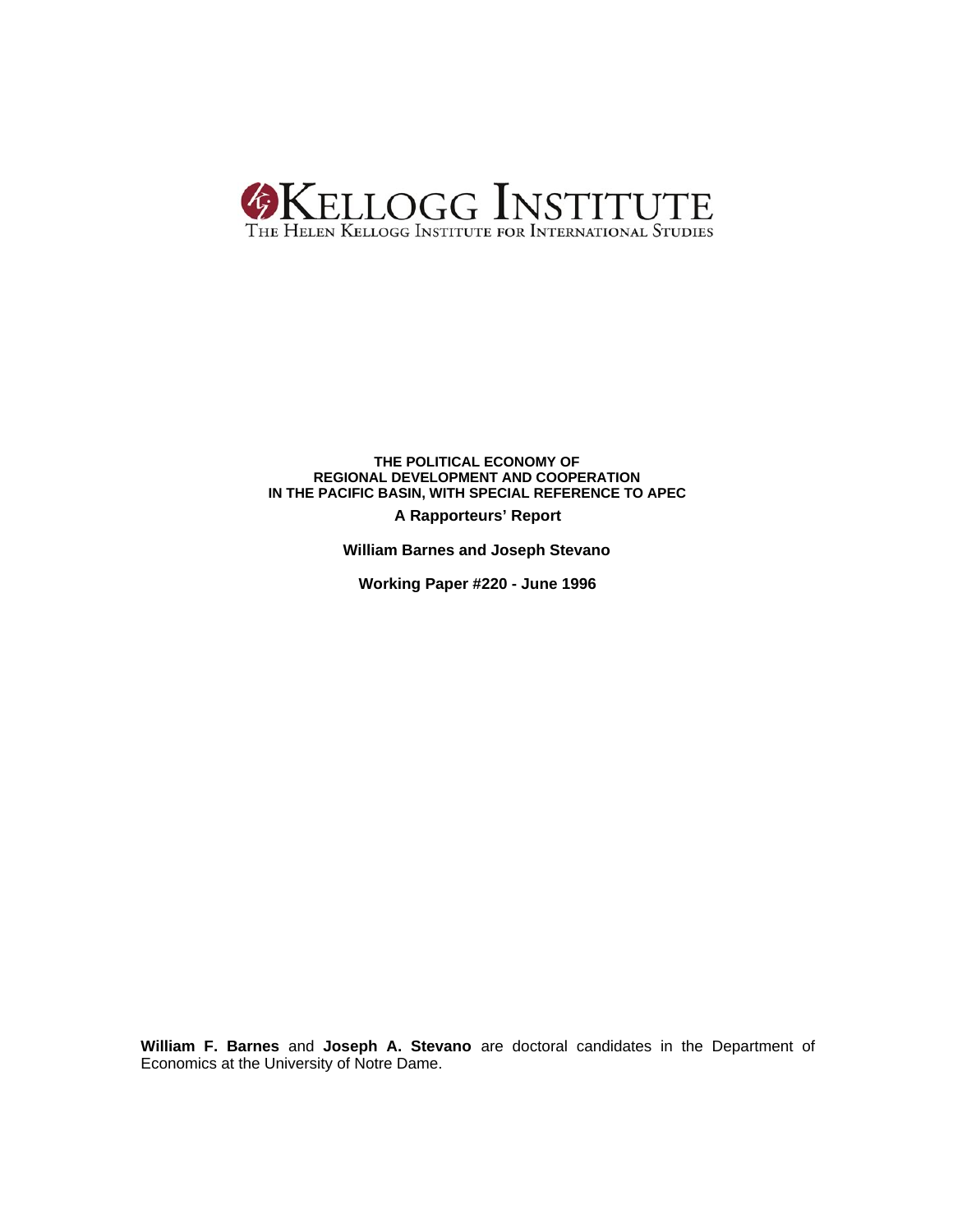# KELLOGG INSTITUTE

THE HELEN KELLOGG INSTITUTE FOR INTERNATIONAL STUDIES

**THE POLITICAL ECONOMY OF REGIONAL DEVELOPMENT AND COOPERATION IN THE PACIFIC BASIN, WITH SPECIAL REFERENCE TO APEC**

**A Rapporteurs' Report**

**William Barnes and Joseph Stevano**

**Working Paper #220 - June 1996**

**William F. Barnes** and **Joseph A. Stevano** are doctoral candidates in the Department of Economics at the University of Notre Dame.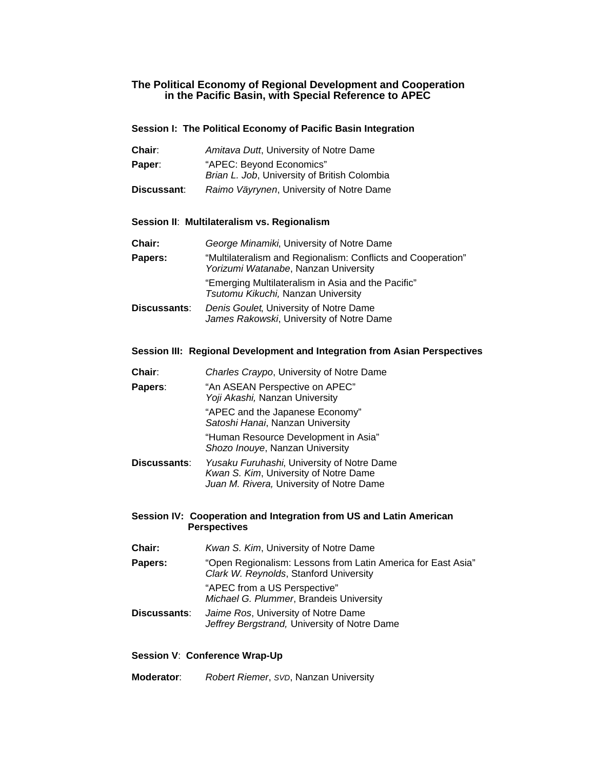## The Political Economy of Regional Development and Cooperation in the Pacific Basin, with Special Reference to APEC

### Session I: The Political Economy of Pacific Basin Integration

**Chair**: *Amitava Dutt*, University of Notre Dame

**Paper**: "APEC: Beyond Economics"
*Brian L. Job*, University of British Colombia

**Discussant**: *Raimo Väyrynen*, University of Notre Dame

### Session II: Multilateralism vs. Regionalism

**Chair:** *George Minamiki*, University of Notre Dame

**Papers:** "Multilateralism and Regionalism: Conflicts and Cooperation"
*Yorizumi Watanabe*, Nanzan University

"Emerging Multilateralism in Asia and the Pacific"
*Tsutomu Kikuchi,* Nanzan University

**Discussants**: *Denis Goulet*, University of Notre Dame
*James Rakowski*, University of Notre Dame

### Session III: Regional Development and Integration from Asian Perspectives

**Chair**: *Charles Craypo*, University of Notre Dame

**Papers**: "An ASEAN Perspective on APEC"
*Yoji Akashi,* Nanzan University

"APEC and the Japanese Economy"
*Satoshi Hanai*, Nanzan University

"Human Resource Development in Asia"
*Shozo Inouye*, Nanzan University

**Discussants**: *Yusaku Furuhashi*, University of Notre Dame
*Kwan S. Kim*, University of Notre Dame
*Juan M. Rivera,* University of Notre Dame

### Session IV: Cooperation and Integration from US and Latin American Perspectives

**Chair:** *Kwan S. Kim*, University of Notre Dame

**Papers:** "Open Regionalism: Lessons from Latin America for East Asia"
*Clark W. Reynolds*, Stanford University

"APEC from a US Perspective"
*Michael G. Plummer*, Brandeis University

**Discussants**: *Jaime Ros*, University of Notre Dame
*Jeffrey Bergstrand,* University of Notre Dame

### Session V: Conference Wrap-Up

**Moderator**: *Robert Riemer*, SVD, Nanzan University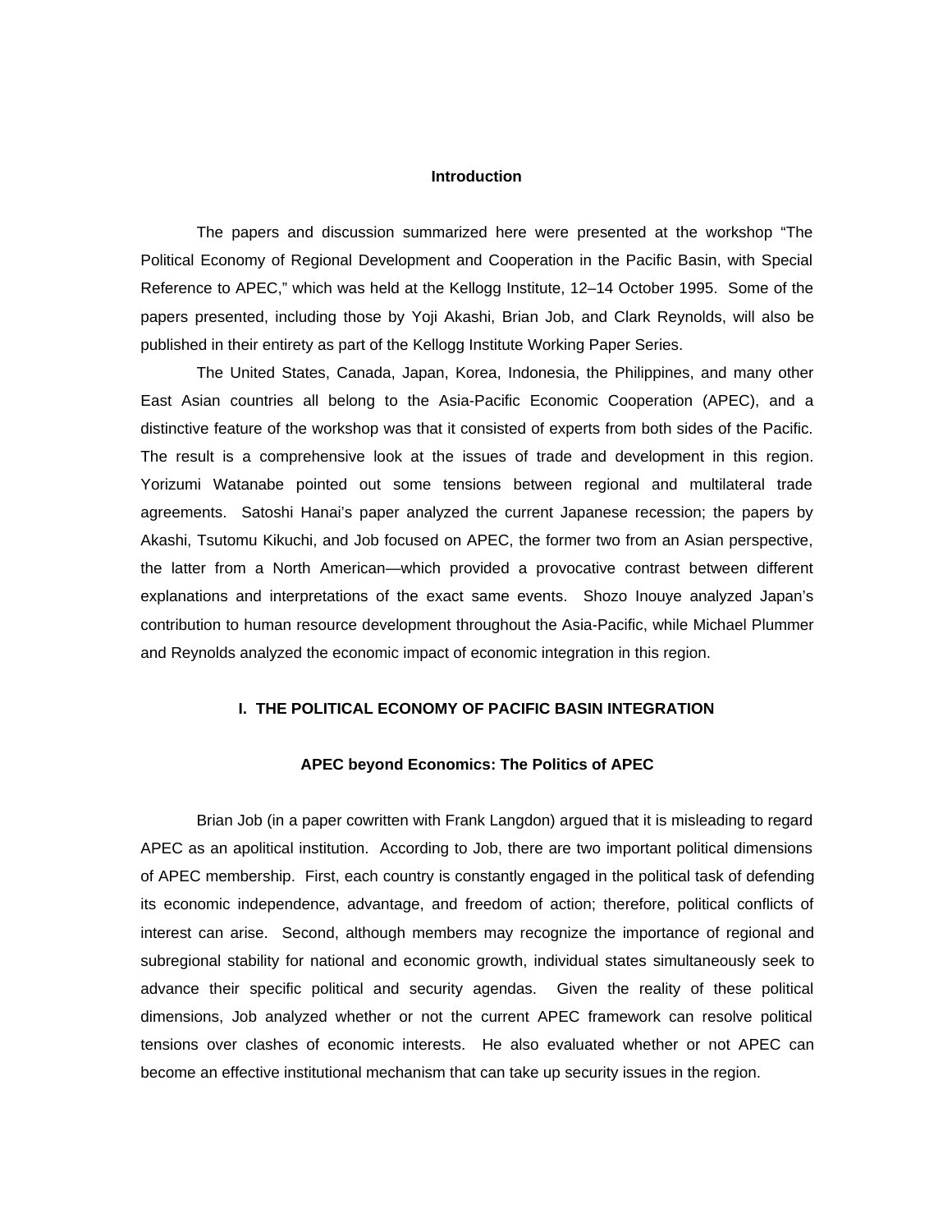## Introduction

The papers and discussion summarized here were presented at the workshop "The Political Economy of Regional Development and Cooperation in the Pacific Basin, with Special Reference to APEC," which was held at the Kellogg Institute, 12–14 October 1995. Some of the papers presented, including those by Yoji Akashi, Brian Job, and Clark Reynolds, will also be published in their entirety as part of the Kellogg Institute Working Paper Series.

The United States, Canada, Japan, Korea, Indonesia, the Philippines, and many other East Asian countries all belong to the Asia-Pacific Economic Cooperation (APEC), and a distinctive feature of the workshop was that it consisted of experts from both sides of the Pacific. The result is a comprehensive look at the issues of trade and development in this region. Yorizumi Watanabe pointed out some tensions between regional and multilateral trade agreements. Satoshi Hanai's paper analyzed the current Japanese recession; the papers by Akashi, Tsutomu Kikuchi, and Job focused on APEC, the former two from an Asian perspective, the latter from a North American—which provided a provocative contrast between different explanations and interpretations of the exact same events. Shozo Inouye analyzed Japan's contribution to human resource development throughout the Asia-Pacific, while Michael Plummer and Reynolds analyzed the economic impact of economic integration in this region.

## I. THE POLITICAL ECONOMY OF PACIFIC BASIN INTEGRATION

### APEC beyond Economics: The Politics of APEC

Brian Job (in a paper cowritten with Frank Langdon) argued that it is misleading to regard APEC as an apolitical institution. According to Job, there are two important political dimensions of APEC membership. First, each country is constantly engaged in the political task of defending its economic independence, advantage, and freedom of action; therefore, political conflicts of interest can arise. Second, although members may recognize the importance of regional and subregional stability for national and economic growth, individual states simultaneously seek to advance their specific political and security agendas. Given the reality of these political dimensions, Job analyzed whether or not the current APEC framework can resolve political tensions over clashes of economic interests. He also evaluated whether or not APEC can become an effective institutional mechanism that can take up security issues in the region.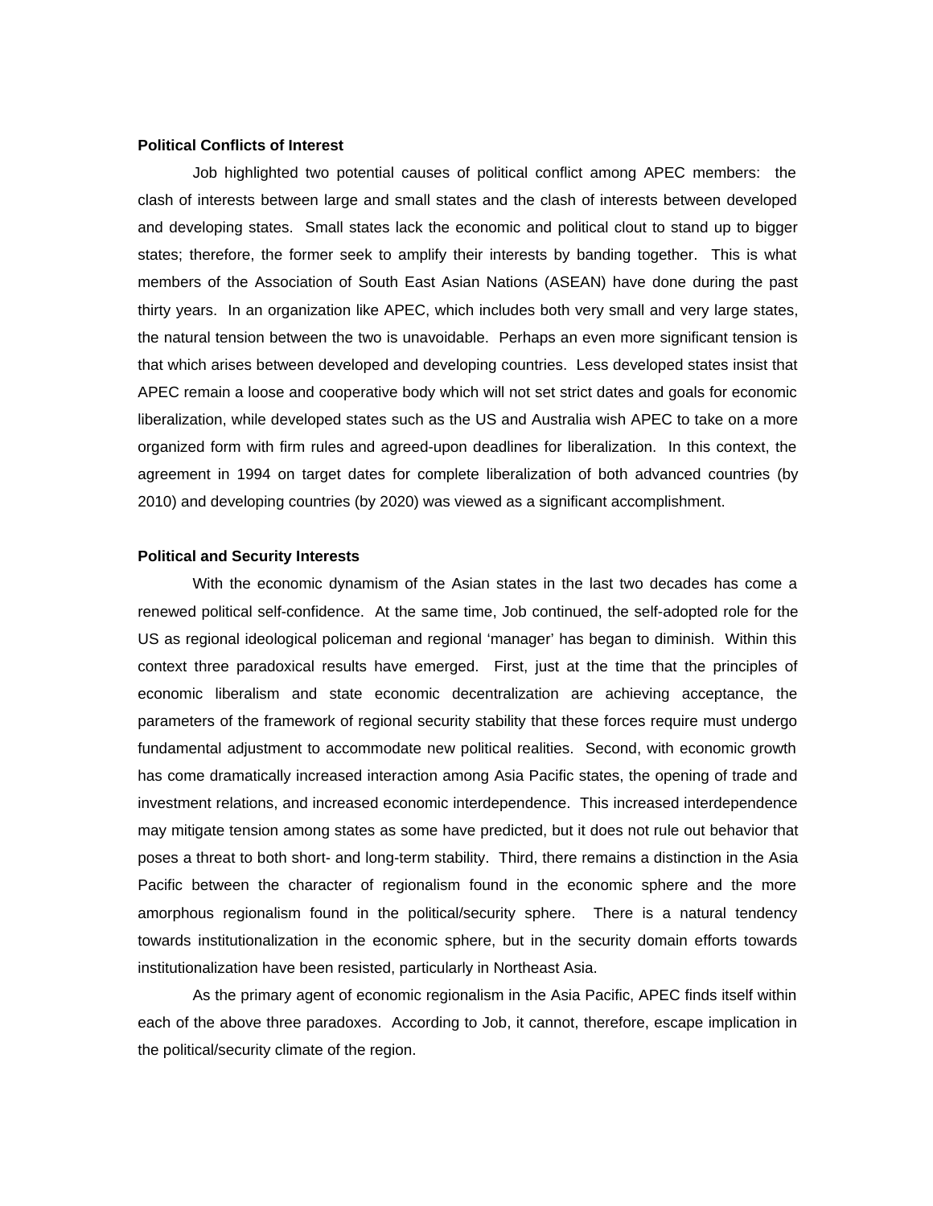**Political Conflicts of Interest**

Job highlighted two potential causes of political conflict among APEC members: the clash of interests between large and small states and the clash of interests between developed and developing states. Small states lack the economic and political clout to stand up to bigger states; therefore, the former seek to amplify their interests by banding together. This is what members of the Association of South East Asian Nations (ASEAN) have done during the past thirty years. In an organization like APEC, which includes both very small and very large states, the natural tension between the two is unavoidable. Perhaps an even more significant tension is that which arises between developed and developing countries. Less developed states insist that APEC remain a loose and cooperative body which will not set strict dates and goals for economic liberalization, while developed states such as the US and Australia wish APEC to take on a more organized form with firm rules and agreed-upon deadlines for liberalization. In this context, the agreement in 1994 on target dates for complete liberalization of both advanced countries (by 2010) and developing countries (by 2020) was viewed as a significant accomplishment.

**Political and Security Interests**

With the economic dynamism of the Asian states in the last two decades has come a renewed political self-confidence. At the same time, Job continued, the self-adopted role for the US as regional ideological policeman and regional 'manager' has began to diminish. Within this context three paradoxical results have emerged. First, just at the time that the principles of economic liberalism and state economic decentralization are achieving acceptance, the parameters of the framework of regional security stability that these forces require must undergo fundamental adjustment to accommodate new political realities. Second, with economic growth has come dramatically increased interaction among Asia Pacific states, the opening of trade and investment relations, and increased economic interdependence. This increased interdependence may mitigate tension among states as some have predicted, but it does not rule out behavior that poses a threat to both short- and long-term stability. Third, there remains a distinction in the Asia Pacific between the character of regionalism found in the economic sphere and the more amorphous regionalism found in the political/security sphere. There is a natural tendency towards institutionalization in the economic sphere, but in the security domain efforts towards institutionalization have been resisted, particularly in Northeast Asia.

As the primary agent of economic regionalism in the Asia Pacific, APEC finds itself within each of the above three paradoxes. According to Job, it cannot, therefore, escape implication in the political/security climate of the region.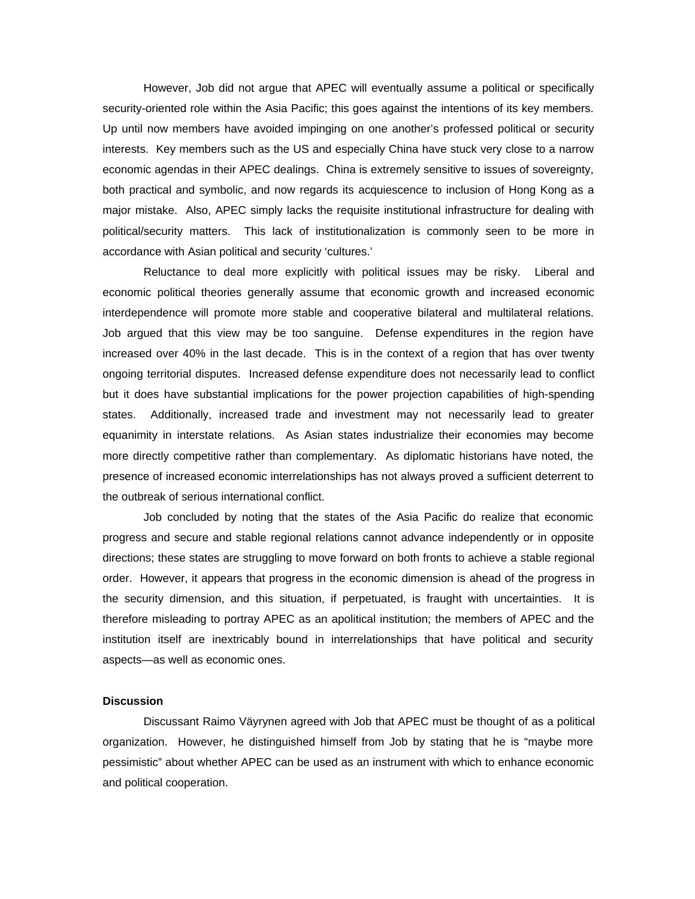However, Job did not argue that APEC will eventually assume a political or specifically security-oriented role within the Asia Pacific; this goes against the intentions of its key members. Up until now members have avoided impinging on one another's professed political or security interests. Key members such as the US and especially China have stuck very close to a narrow economic agendas in their APEC dealings. China is extremely sensitive to issues of sovereignty, both practical and symbolic, and now regards its acquiescence to inclusion of Hong Kong as a major mistake. Also, APEC simply lacks the requisite institutional infrastructure for dealing with political/security matters. This lack of institutionalization is commonly seen to be more in accordance with Asian political and security 'cultures.'

Reluctance to deal more explicitly with political issues may be risky. Liberal and economic political theories generally assume that economic growth and increased economic interdependence will promote more stable and cooperative bilateral and multilateral relations. Job argued that this view may be too sanguine. Defense expenditures in the region have increased over 40% in the last decade. This is in the context of a region that has over twenty ongoing territorial disputes. Increased defense expenditure does not necessarily lead to conflict but it does have substantial implications for the power projection capabilities of high-spending states. Additionally, increased trade and investment may not necessarily lead to greater equanimity in interstate relations. As Asian states industrialize their economies may become more directly competitive rather than complementary. As diplomatic historians have noted, the presence of increased economic interrelationships has not always proved a sufficient deterrent to the outbreak of serious international conflict.

Job concluded by noting that the states of the Asia Pacific do realize that economic progress and secure and stable regional relations cannot advance independently or in opposite directions; these states are struggling to move forward on both fronts to achieve a stable regional order. However, it appears that progress in the economic dimension is ahead of the progress in the security dimension, and this situation, if perpetuated, is fraught with uncertainties. It is therefore misleading to portray APEC as an apolitical institution; the members of APEC and the institution itself are inextricably bound in interrelationships that have political and security aspects—as well as economic ones.

**Discussion**

Discussant Raimo Väyrynen agreed with Job that APEC must be thought of as a political organization. However, he distinguished himself from Job by stating that he is "maybe more pessimistic" about whether APEC can be used as an instrument with which to enhance economic and political cooperation.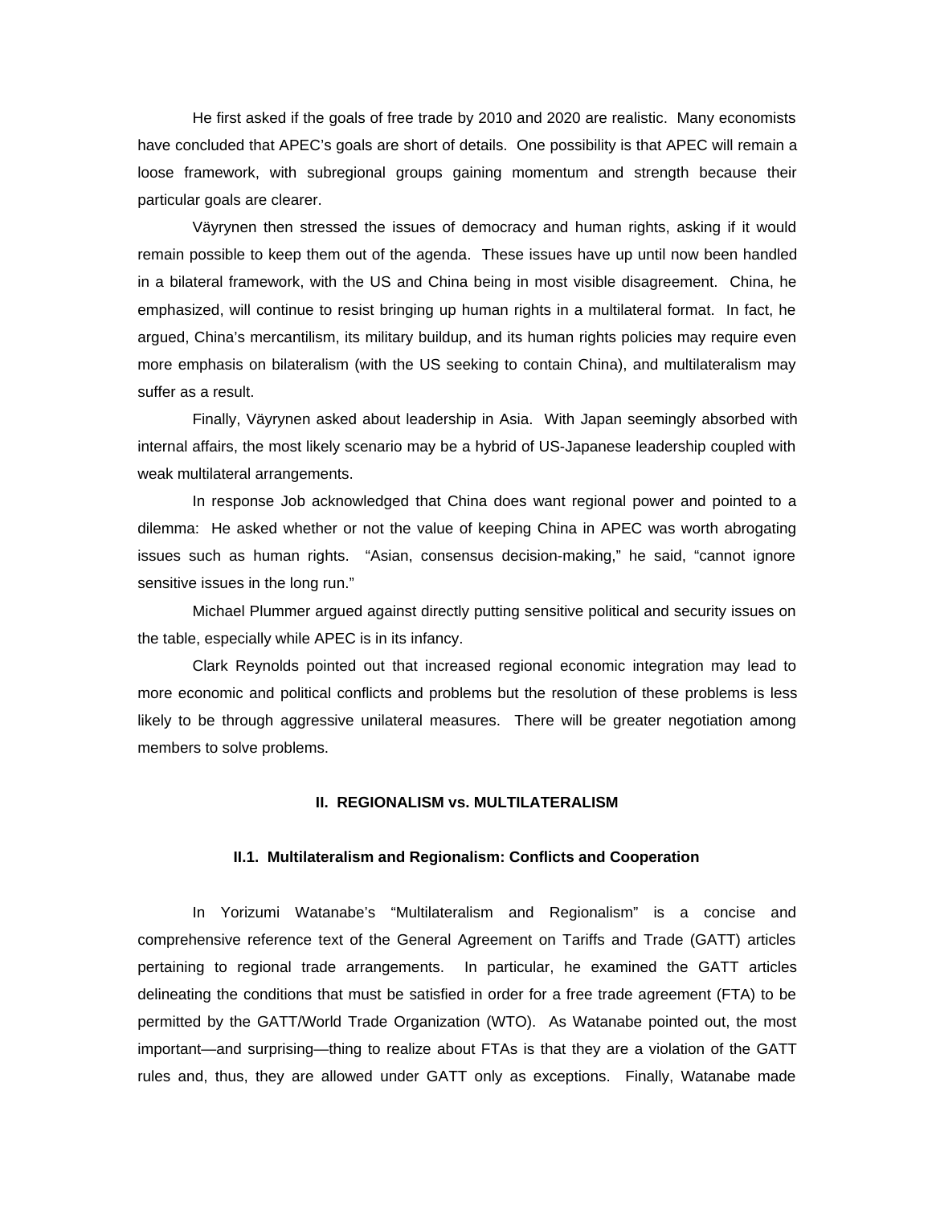He first asked if the goals of free trade by 2010 and 2020 are realistic. Many economists have concluded that APEC's goals are short of details. One possibility is that APEC will remain a loose framework, with subregional groups gaining momentum and strength because their particular goals are clearer.

Väyrynen then stressed the issues of democracy and human rights, asking if it would remain possible to keep them out of the agenda. These issues have up until now been handled in a bilateral framework, with the US and China being in most visible disagreement. China, he emphasized, will continue to resist bringing up human rights in a multilateral format. In fact, he argued, China's mercantilism, its military buildup, and its human rights policies may require even more emphasis on bilateralism (with the US seeking to contain China), and multilateralism may suffer as a result.

Finally, Väyrynen asked about leadership in Asia. With Japan seemingly absorbed with internal affairs, the most likely scenario may be a hybrid of US-Japanese leadership coupled with weak multilateral arrangements.

In response Job acknowledged that China does want regional power and pointed to a dilemma: He asked whether or not the value of keeping China in APEC was worth abrogating issues such as human rights. "Asian, consensus decision-making," he said, "cannot ignore sensitive issues in the long run."

Michael Plummer argued against directly putting sensitive political and security issues on the table, especially while APEC is in its infancy.

Clark Reynolds pointed out that increased regional economic integration may lead to more economic and political conflicts and problems but the resolution of these problems is less likely to be through aggressive unilateral measures. There will be greater negotiation among members to solve problems.

## II. REGIONALISM vs. MULTILATERALISM

### II.1. Multilateralism and Regionalism: Conflicts and Cooperation

In Yorizumi Watanabe's "Multilateralism and Regionalism" is a concise and comprehensive reference text of the General Agreement on Tariffs and Trade (GATT) articles pertaining to regional trade arrangements. In particular, he examined the GATT articles delineating the conditions that must be satisfied in order for a free trade agreement (FTA) to be permitted by the GATT/World Trade Organization (WTO). As Watanabe pointed out, the most important—and surprising—thing to realize about FTAs is that they are a violation of the GATT rules and, thus, they are allowed under GATT only as exceptions. Finally, Watanabe made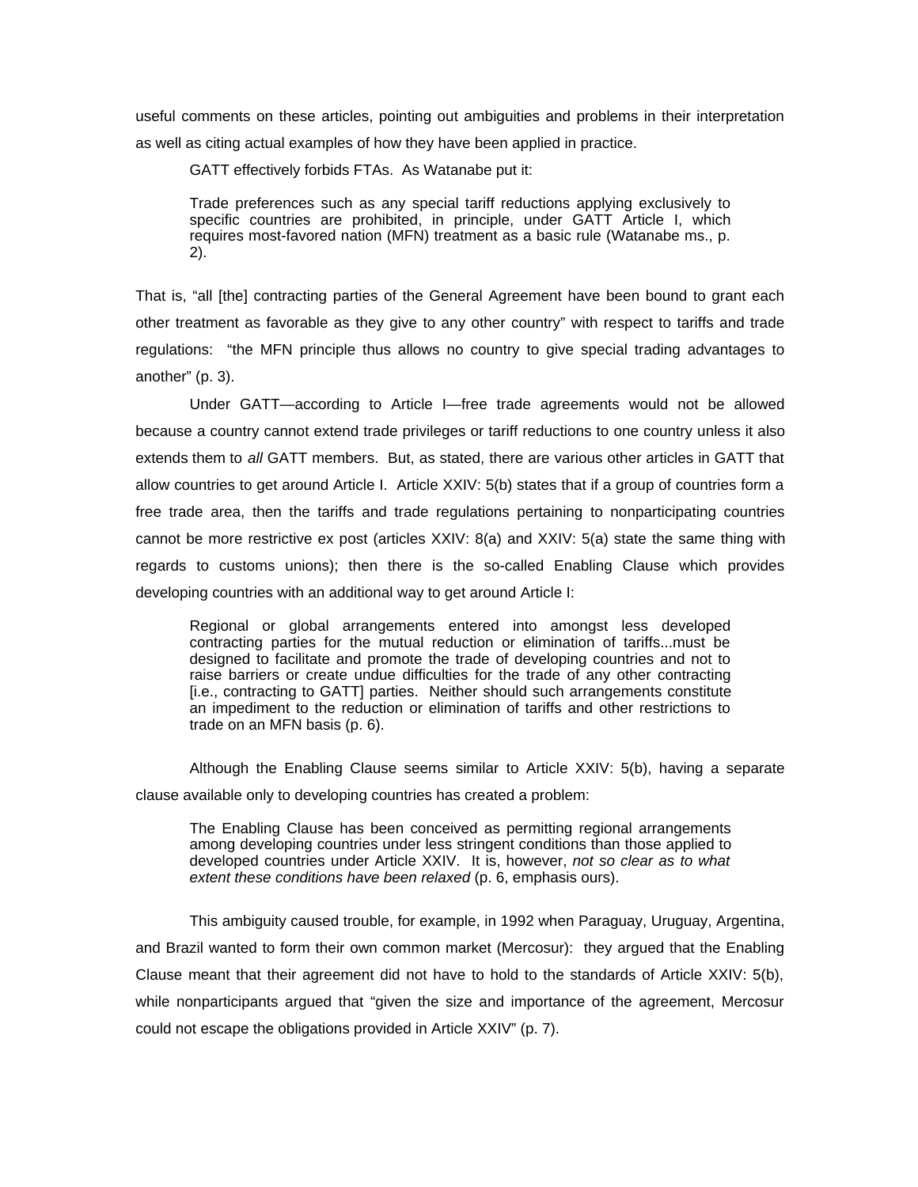useful comments on these articles, pointing out ambiguities and problems in their interpretation as well as citing actual examples of how they have been applied in practice.

GATT effectively forbids FTAs. As Watanabe put it:

> Trade preferences such as any special tariff reductions applying exclusively to specific countries are prohibited, in principle, under GATT Article I, which requires most-favored nation (MFN) treatment as a basic rule (Watanabe ms., p. 2).

That is, "all [the] contracting parties of the General Agreement have been bound to grant each other treatment as favorable as they give to any other country" with respect to tariffs and trade regulations: "the MFN principle thus allows no country to give special trading advantages to another" (p. 3).

Under GATT—according to Article I—free trade agreements would not be allowed because a country cannot extend trade privileges or tariff reductions to one country unless it also extends them to *all* GATT members. But, as stated, there are various other articles in GATT that allow countries to get around Article I. Article XXIV: 5(b) states that if a group of countries form a free trade area, then the tariffs and trade regulations pertaining to nonparticipating countries cannot be more restrictive ex post (articles XXIV: 8(a) and XXIV: 5(a) state the same thing with regards to customs unions); then there is the so-called Enabling Clause which provides developing countries with an additional way to get around Article I:

> Regional or global arrangements entered into amongst less developed contracting parties for the mutual reduction or elimination of tariffs...must be designed to facilitate and promote the trade of developing countries and not to raise barriers or create undue difficulties for the trade of any other contracting [i.e., contracting to GATT] parties. Neither should such arrangements constitute an impediment to the reduction or elimination of tariffs and other restrictions to trade on an MFN basis (p. 6).

Although the Enabling Clause seems similar to Article XXIV: 5(b), having a separate clause available only to developing countries has created a problem:

> The Enabling Clause has been conceived as permitting regional arrangements among developing countries under less stringent conditions than those applied to developed countries under Article XXIV. It is, however, *not so clear as to what extent these conditions have been relaxed* (p. 6, emphasis ours).

This ambiguity caused trouble, for example, in 1992 when Paraguay, Uruguay, Argentina, and Brazil wanted to form their own common market (Mercosur): they argued that the Enabling Clause meant that their agreement did not have to hold to the standards of Article XXIV: 5(b), while nonparticipants argued that "given the size and importance of the agreement, Mercosur could not escape the obligations provided in Article XXIV" (p. 7).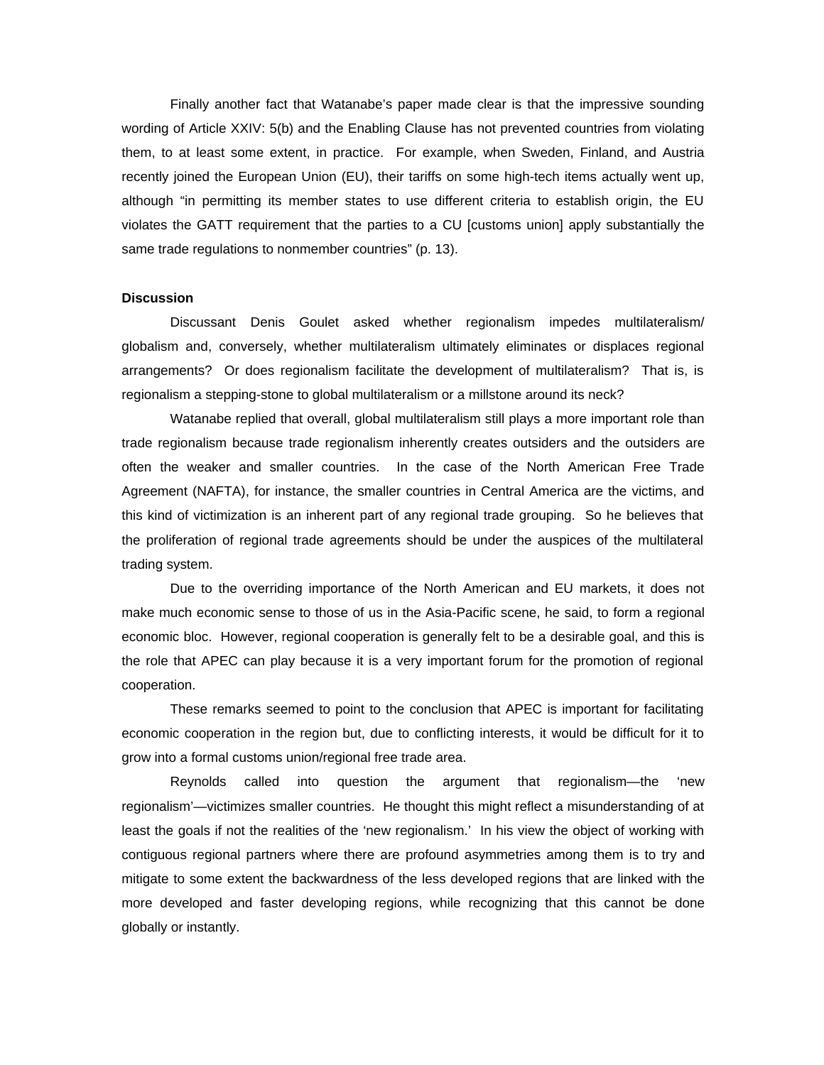Finally another fact that Watanabe's paper made clear is that the impressive sounding wording of Article XXIV: 5(b) and the Enabling Clause has not prevented countries from violating them, to at least some extent, in practice. For example, when Sweden, Finland, and Austria recently joined the European Union (EU), their tariffs on some high-tech items actually went up, although "in permitting its member states to use different criteria to establish origin, the EU violates the GATT requirement that the parties to a CU [customs union] apply substantially the same trade regulations to nonmember countries" (p. 13).

**Discussion**

Discussant Denis Goulet asked whether regionalism impedes multilateralism/ globalism and, conversely, whether multilateralism ultimately eliminates or displaces regional arrangements? Or does regionalism facilitate the development of multilateralism? That is, is regionalism a stepping-stone to global multilateralism or a millstone around its neck?

Watanabe replied that overall, global multilateralism still plays a more important role than trade regionalism because trade regionalism inherently creates outsiders and the outsiders are often the weaker and smaller countries. In the case of the North American Free Trade Agreement (NAFTA), for instance, the smaller countries in Central America are the victims, and this kind of victimization is an inherent part of any regional trade grouping. So he believes that the proliferation of regional trade agreements should be under the auspices of the multilateral trading system.

Due to the overriding importance of the North American and EU markets, it does not make much economic sense to those of us in the Asia-Pacific scene, he said, to form a regional economic bloc. However, regional cooperation is generally felt to be a desirable goal, and this is the role that APEC can play because it is a very important forum for the promotion of regional cooperation.

These remarks seemed to point to the conclusion that APEC is important for facilitating economic cooperation in the region but, due to conflicting interests, it would be difficult for it to grow into a formal customs union/regional free trade area.

Reynolds called into question the argument that regionalism—the 'new regionalism'—victimizes smaller countries. He thought this might reflect a misunderstanding of at least the goals if not the realities of the 'new regionalism.' In his view the object of working with contiguous regional partners where there are profound asymmetries among them is to try and mitigate to some extent the backwardness of the less developed regions that are linked with the more developed and faster developing regions, while recognizing that this cannot be done globally or instantly.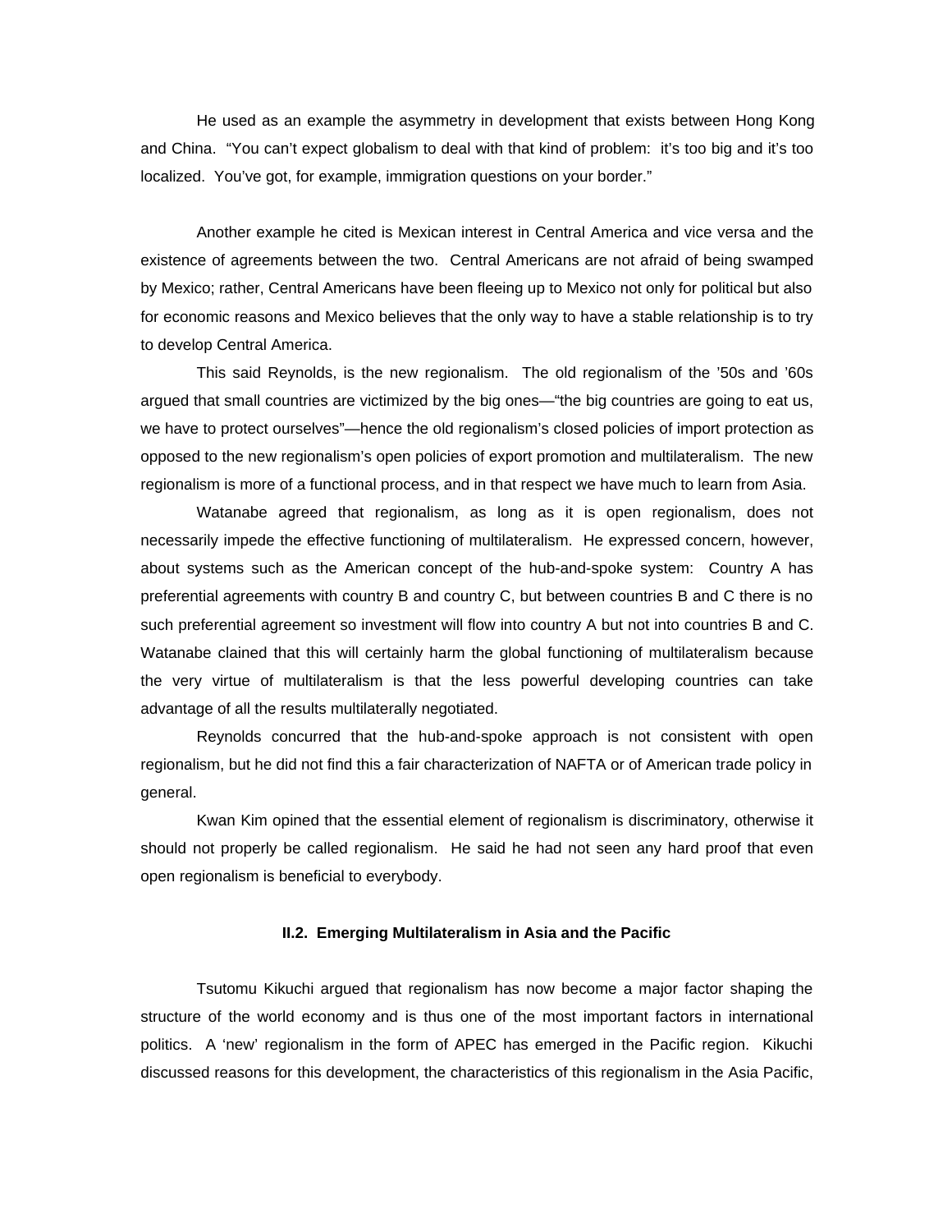He used as an example the asymmetry in development that exists between Hong Kong and China. "You can't expect globalism to deal with that kind of problem: it's too big and it's too localized. You've got, for example, immigration questions on your border."

Another example he cited is Mexican interest in Central America and vice versa and the existence of agreements between the two. Central Americans are not afraid of being swamped by Mexico; rather, Central Americans have been fleeing up to Mexico not only for political but also for economic reasons and Mexico believes that the only way to have a stable relationship is to try to develop Central America.

This said Reynolds, is the new regionalism. The old regionalism of the '50s and '60s argued that small countries are victimized by the big ones—"the big countries are going to eat us, we have to protect ourselves"—hence the old regionalism's closed policies of import protection as opposed to the new regionalism's open policies of export promotion and multilateralism. The new regionalism is more of a functional process, and in that respect we have much to learn from Asia.

Watanabe agreed that regionalism, as long as it is open regionalism, does not necessarily impede the effective functioning of multilateralism. He expressed concern, however, about systems such as the American concept of the hub-and-spoke system: Country A has preferential agreements with country B and country C, but between countries B and C there is no such preferential agreement so investment will flow into country A but not into countries B and C. Watanabe clained that this will certainly harm the global functioning of multilateralism because the very virtue of multilateralism is that the less powerful developing countries can take advantage of all the results multilaterally negotiated.

Reynolds concurred that the hub-and-spoke approach is not consistent with open regionalism, but he did not find this a fair characterization of NAFTA or of American trade policy in general.

Kwan Kim opined that the essential element of regionalism is discriminatory, otherwise it should not properly be called regionalism. He said he had not seen any hard proof that even open regionalism is beneficial to everybody.

### II.2. Emerging Multilateralism in Asia and the Pacific

Tsutomu Kikuchi argued that regionalism has now become a major factor shaping the structure of the world economy and is thus one of the most important factors in international politics. A 'new' regionalism in the form of APEC has emerged in the Pacific region. Kikuchi discussed reasons for this development, the characteristics of this regionalism in the Asia Pacific,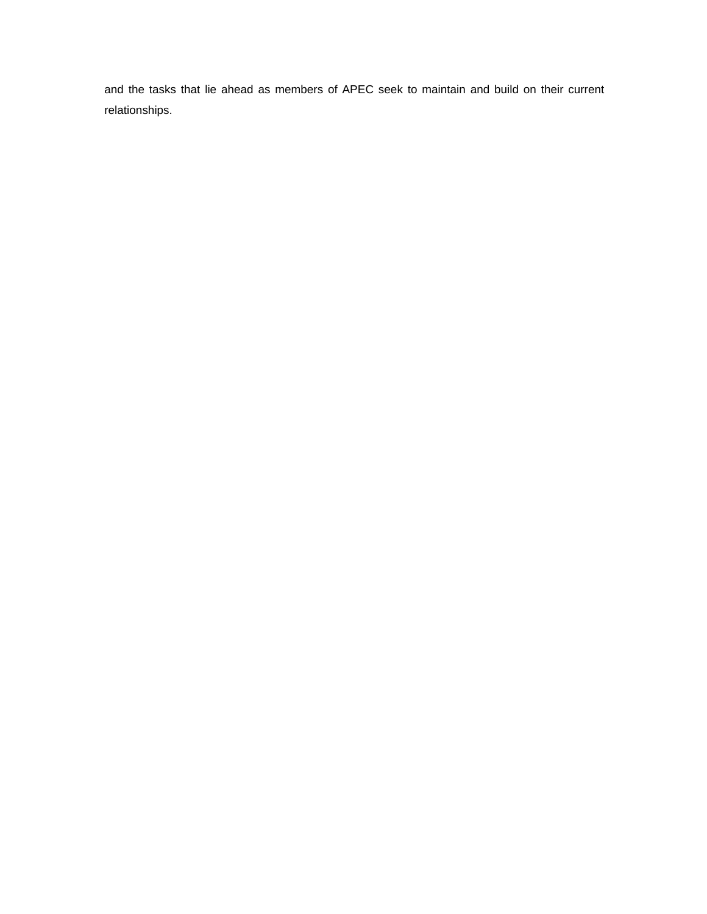and the tasks that lie ahead as members of APEC seek to maintain and build on their current relationships.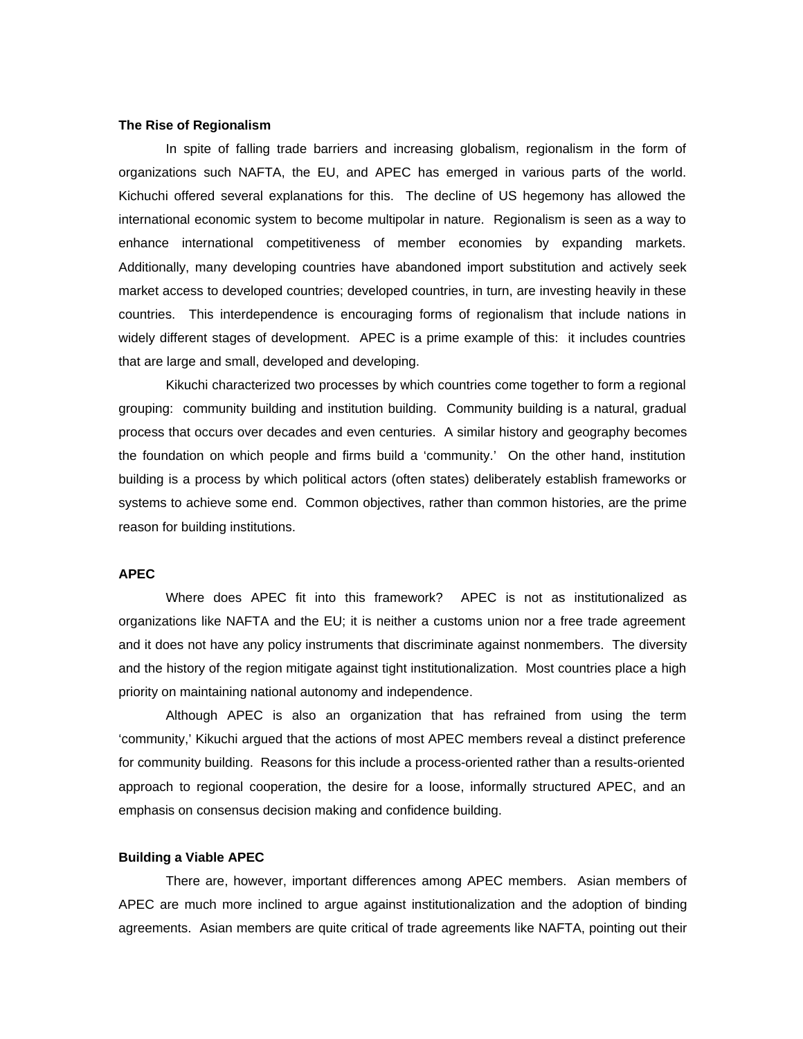**The Rise of Regionalism**

In spite of falling trade barriers and increasing globalism, regionalism in the form of organizations such NAFTA, the EU, and APEC has emerged in various parts of the world. Kichuchi offered several explanations for this. The decline of US hegemony has allowed the international economic system to become multipolar in nature. Regionalism is seen as a way to enhance international competitiveness of member economies by expanding markets. Additionally, many developing countries have abandoned import substitution and actively seek market access to developed countries; developed countries, in turn, are investing heavily in these countries. This interdependence is encouraging forms of regionalism that include nations in widely different stages of development. APEC is a prime example of this: it includes countries that are large and small, developed and developing.

Kikuchi characterized two processes by which countries come together to form a regional grouping: community building and institution building. Community building is a natural, gradual process that occurs over decades and even centuries. A similar history and geography becomes the foundation on which people and firms build a 'community.' On the other hand, institution building is a process by which political actors (often states) deliberately establish frameworks or systems to achieve some end. Common objectives, rather than common histories, are the prime reason for building institutions.

**APEC**

Where does APEC fit into this framework? APEC is not as institutionalized as organizations like NAFTA and the EU; it is neither a customs union nor a free trade agreement and it does not have any policy instruments that discriminate against nonmembers. The diversity and the history of the region mitigate against tight institutionalization. Most countries place a high priority on maintaining national autonomy and independence.

Although APEC is also an organization that has refrained from using the term 'community,' Kikuchi argued that the actions of most APEC members reveal a distinct preference for community building. Reasons for this include a process-oriented rather than a results-oriented approach to regional cooperation, the desire for a loose, informally structured APEC, and an emphasis on consensus decision making and confidence building.

**Building a Viable APEC**

There are, however, important differences among APEC members. Asian members of APEC are much more inclined to argue against institutionalization and the adoption of binding agreements. Asian members are quite critical of trade agreements like NAFTA, pointing out their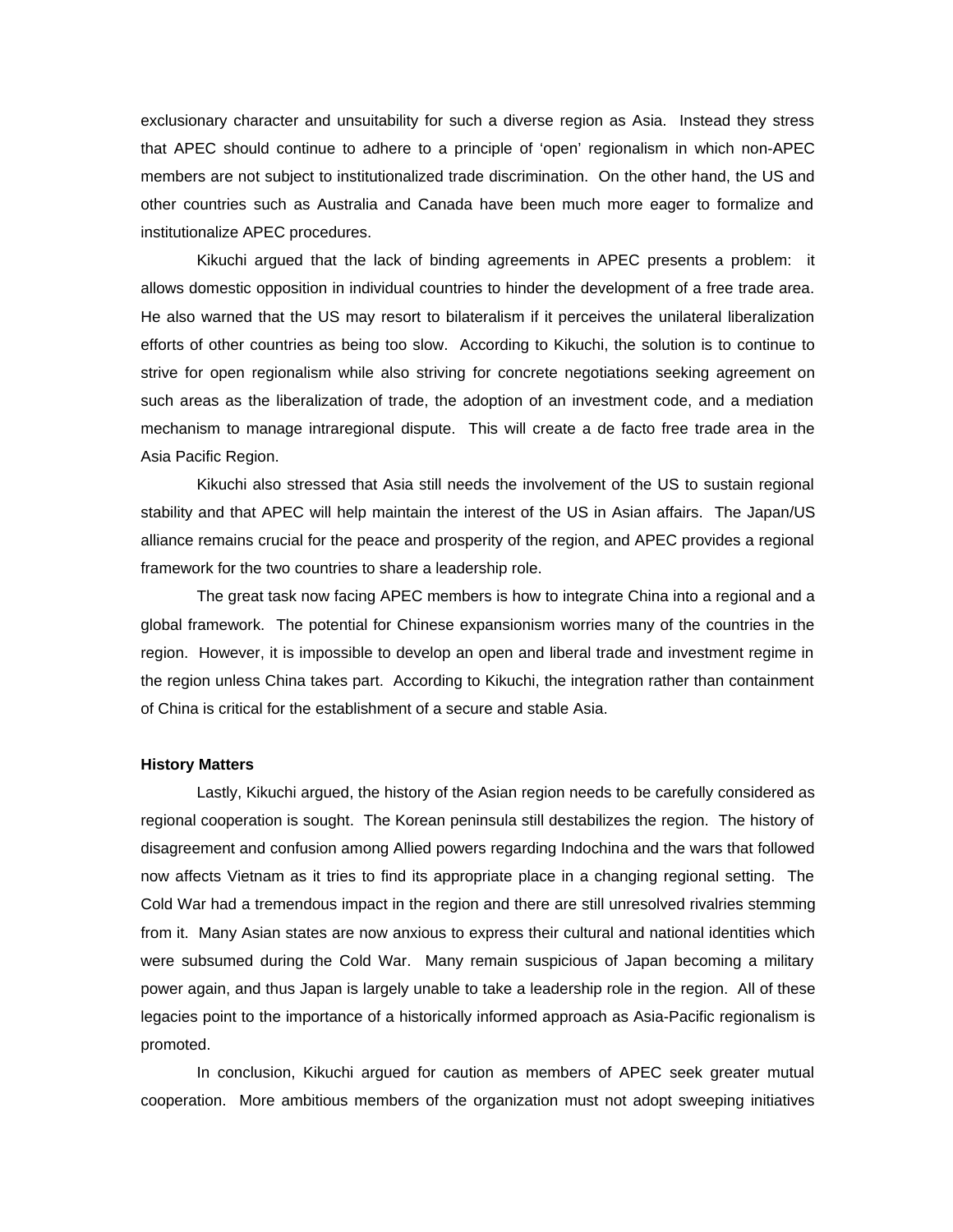exclusionary character and unsuitability for such a diverse region as Asia. Instead they stress that APEC should continue to adhere to a principle of 'open' regionalism in which non-APEC members are not subject to institutionalized trade discrimination. On the other hand, the US and other countries such as Australia and Canada have been much more eager to formalize and institutionalize APEC procedures.

Kikuchi argued that the lack of binding agreements in APEC presents a problem: it allows domestic opposition in individual countries to hinder the development of a free trade area. He also warned that the US may resort to bilateralism if it perceives the unilateral liberalization efforts of other countries as being too slow. According to Kikuchi, the solution is to continue to strive for open regionalism while also striving for concrete negotiations seeking agreement on such areas as the liberalization of trade, the adoption of an investment code, and a mediation mechanism to manage intraregional dispute. This will create a de facto free trade area in the Asia Pacific Region.

Kikuchi also stressed that Asia still needs the involvement of the US to sustain regional stability and that APEC will help maintain the interest of the US in Asian affairs. The Japan/US alliance remains crucial for the peace and prosperity of the region, and APEC provides a regional framework for the two countries to share a leadership role.

The great task now facing APEC members is how to integrate China into a regional and a global framework. The potential for Chinese expansionism worries many of the countries in the region. However, it is impossible to develop an open and liberal trade and investment regime in the region unless China takes part. According to Kikuchi, the integration rather than containment of China is critical for the establishment of a secure and stable Asia.

**History Matters**

Lastly, Kikuchi argued, the history of the Asian region needs to be carefully considered as regional cooperation is sought. The Korean peninsula still destabilizes the region. The history of disagreement and confusion among Allied powers regarding Indochina and the wars that followed now affects Vietnam as it tries to find its appropriate place in a changing regional setting. The Cold War had a tremendous impact in the region and there are still unresolved rivalries stemming from it. Many Asian states are now anxious to express their cultural and national identities which were subsumed during the Cold War. Many remain suspicious of Japan becoming a military power again, and thus Japan is largely unable to take a leadership role in the region. All of these legacies point to the importance of a historically informed approach as Asia-Pacific regionalism is promoted.

In conclusion, Kikuchi argued for caution as members of APEC seek greater mutual cooperation. More ambitious members of the organization must not adopt sweeping initiatives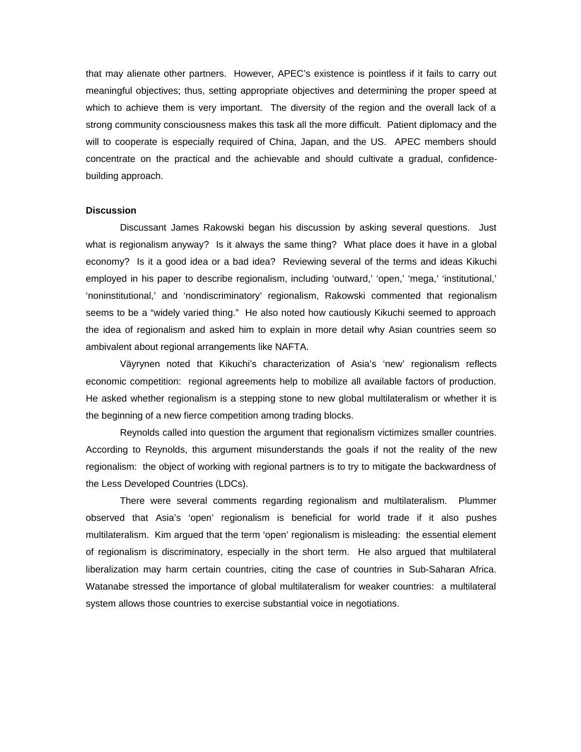that may alienate other partners. However, APEC's existence is pointless if it fails to carry out meaningful objectives; thus, setting appropriate objectives and determining the proper speed at which to achieve them is very important. The diversity of the region and the overall lack of a strong community consciousness makes this task all the more difficult. Patient diplomacy and the will to cooperate is especially required of China, Japan, and the US. APEC members should concentrate on the practical and the achievable and should cultivate a gradual, confidence-building approach.

**Discussion**

Discussant James Rakowski began his discussion by asking several questions. Just what is regionalism anyway? Is it always the same thing? What place does it have in a global economy? Is it a good idea or a bad idea? Reviewing several of the terms and ideas Kikuchi employed in his paper to describe regionalism, including 'outward,' 'open,' 'mega,' 'institutional,' 'noninstitutional,' and 'nondiscriminatory' regionalism, Rakowski commented that regionalism seems to be a "widely varied thing." He also noted how cautiously Kikuchi seemed to approach the idea of regionalism and asked him to explain in more detail why Asian countries seem so ambivalent about regional arrangements like NAFTA.

Väyrynen noted that Kikuchi's characterization of Asia's 'new' regionalism reflects economic competition: regional agreements help to mobilize all available factors of production. He asked whether regionalism is a stepping stone to new global multilateralism or whether it is the beginning of a new fierce competition among trading blocks.

Reynolds called into question the argument that regionalism victimizes smaller countries. According to Reynolds, this argument misunderstands the goals if not the reality of the new regionalism: the object of working with regional partners is to try to mitigate the backwardness of the Less Developed Countries (LDCs).

There were several comments regarding regionalism and multilateralism. Plummer observed that Asia's 'open' regionalism is beneficial for world trade if it also pushes multilateralism. Kim argued that the term 'open' regionalism is misleading: the essential element of regionalism is discriminatory, especially in the short term. He also argued that multilateral liberalization may harm certain countries, citing the case of countries in Sub-Saharan Africa. Watanabe stressed the importance of global multilateralism for weaker countries: a multilateral system allows those countries to exercise substantial voice in negotiations.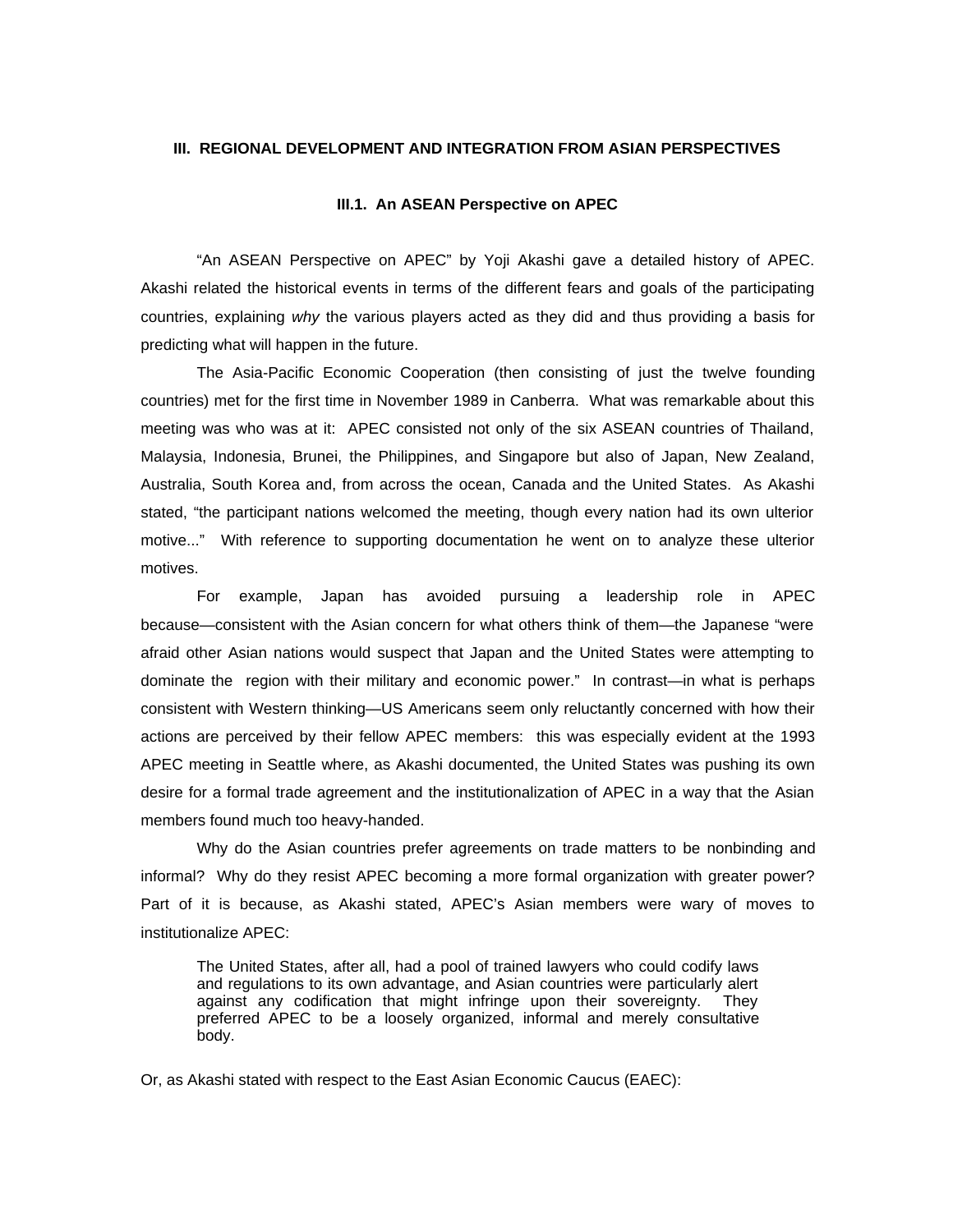## III. REGIONAL DEVELOPMENT AND INTEGRATION FROM ASIAN PERSPECTIVES

### III.1. An ASEAN Perspective on APEC

"An ASEAN Perspective on APEC" by Yoji Akashi gave a detailed history of APEC. Akashi related the historical events in terms of the different fears and goals of the participating countries, explaining *why* the various players acted as they did and thus providing a basis for predicting what will happen in the future.

The Asia-Pacific Economic Cooperation (then consisting of just the twelve founding countries) met for the first time in November 1989 in Canberra. What was remarkable about this meeting was who was at it: APEC consisted not only of the six ASEAN countries of Thailand, Malaysia, Indonesia, Brunei, the Philippines, and Singapore but also of Japan, New Zealand, Australia, South Korea and, from across the ocean, Canada and the United States. As Akashi stated, "the participant nations welcomed the meeting, though every nation had its own ulterior motive..." With reference to supporting documentation he went on to analyze these ulterior motives.

For example, Japan has avoided pursuing a leadership role in APEC because—consistent with the Asian concern for what others think of them—the Japanese "were afraid other Asian nations would suspect that Japan and the United States were attempting to dominate the region with their military and economic power." In contrast—in what is perhaps consistent with Western thinking—US Americans seem only reluctantly concerned with how their actions are perceived by their fellow APEC members: this was especially evident at the 1993 APEC meeting in Seattle where, as Akashi documented, the United States was pushing its own desire for a formal trade agreement and the institutionalization of APEC in a way that the Asian members found much too heavy-handed.

Why do the Asian countries prefer agreements on trade matters to be nonbinding and informal? Why do they resist APEC becoming a more formal organization with greater power? Part of it is because, as Akashi stated, APEC's Asian members were wary of moves to institutionalize APEC:

> The United States, after all, had a pool of trained lawyers who could codify laws and regulations to its own advantage, and Asian countries were particularly alert against any codification that might infringe upon their sovereignty. They preferred APEC to be a loosely organized, informal and merely consultative body.

Or, as Akashi stated with respect to the East Asian Economic Caucus (EAEC):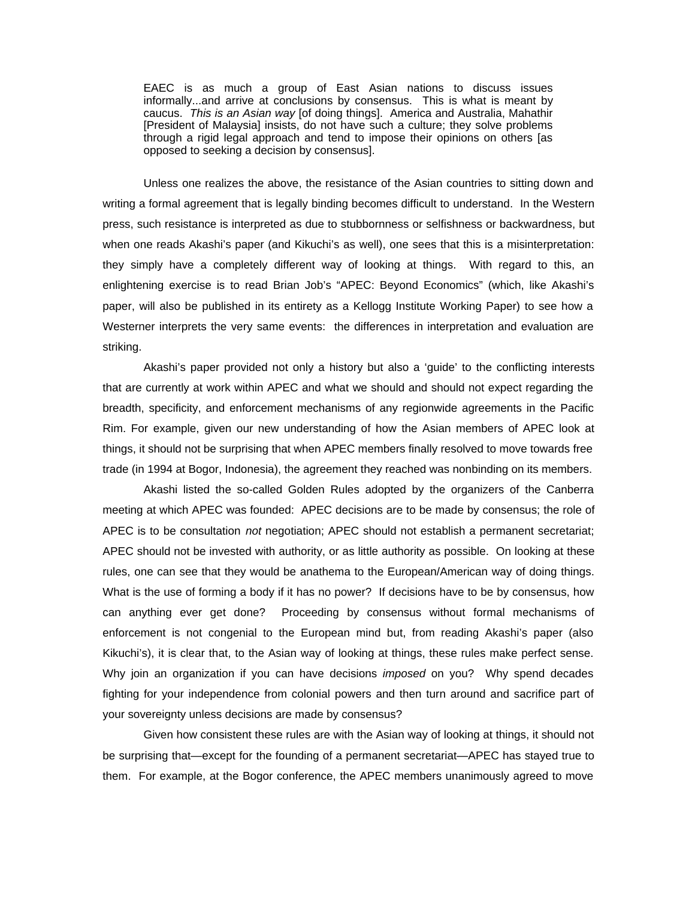> EAEC is as much a group of East Asian nations to discuss issues informally...and arrive at conclusions by consensus. This is what is meant by caucus. *This is an Asian way* [of doing things]. America and Australia, Mahathir [President of Malaysia] insists, do not have such a culture; they solve problems through a rigid legal approach and tend to impose their opinions on others [as opposed to seeking a decision by consensus].

Unless one realizes the above, the resistance of the Asian countries to sitting down and writing a formal agreement that is legally binding becomes difficult to understand. In the Western press, such resistance is interpreted as due to stubbornness or selfishness or backwardness, but when one reads Akashi's paper (and Kikuchi's as well), one sees that this is a misinterpretation: they simply have a completely different way of looking at things. With regard to this, an enlightening exercise is to read Brian Job's "APEC: Beyond Economics" (which, like Akashi's paper, will also be published in its entirety as a Kellogg Institute Working Paper) to see how a Westerner interprets the very same events: the differences in interpretation and evaluation are striking.

Akashi's paper provided not only a history but also a 'guide' to the conflicting interests that are currently at work within APEC and what we should and should not expect regarding the breadth, specificity, and enforcement mechanisms of any regionwide agreements in the Pacific Rim. For example, given our new understanding of how the Asian members of APEC look at things, it should not be surprising that when APEC members finally resolved to move towards free trade (in 1994 at Bogor, Indonesia), the agreement they reached was nonbinding on its members.

Akashi listed the so-called Golden Rules adopted by the organizers of the Canberra meeting at which APEC was founded: APEC decisions are to be made by consensus; the role of APEC is to be consultation *not* negotiation; APEC should not establish a permanent secretariat; APEC should not be invested with authority, or as little authority as possible. On looking at these rules, one can see that they would be anathema to the European/American way of doing things. What is the use of forming a body if it has no power? If decisions have to be by consensus, how can anything ever get done? Proceeding by consensus without formal mechanisms of enforcement is not congenial to the European mind but, from reading Akashi's paper (also Kikuchi's), it is clear that, to the Asian way of looking at things, these rules make perfect sense. Why join an organization if you can have decisions *imposed* on you? Why spend decades fighting for your independence from colonial powers and then turn around and sacrifice part of your sovereignty unless decisions are made by consensus?

Given how consistent these rules are with the Asian way of looking at things, it should not be surprising that—except for the founding of a permanent secretariat—APEC has stayed true to them. For example, at the Bogor conference, the APEC members unanimously agreed to move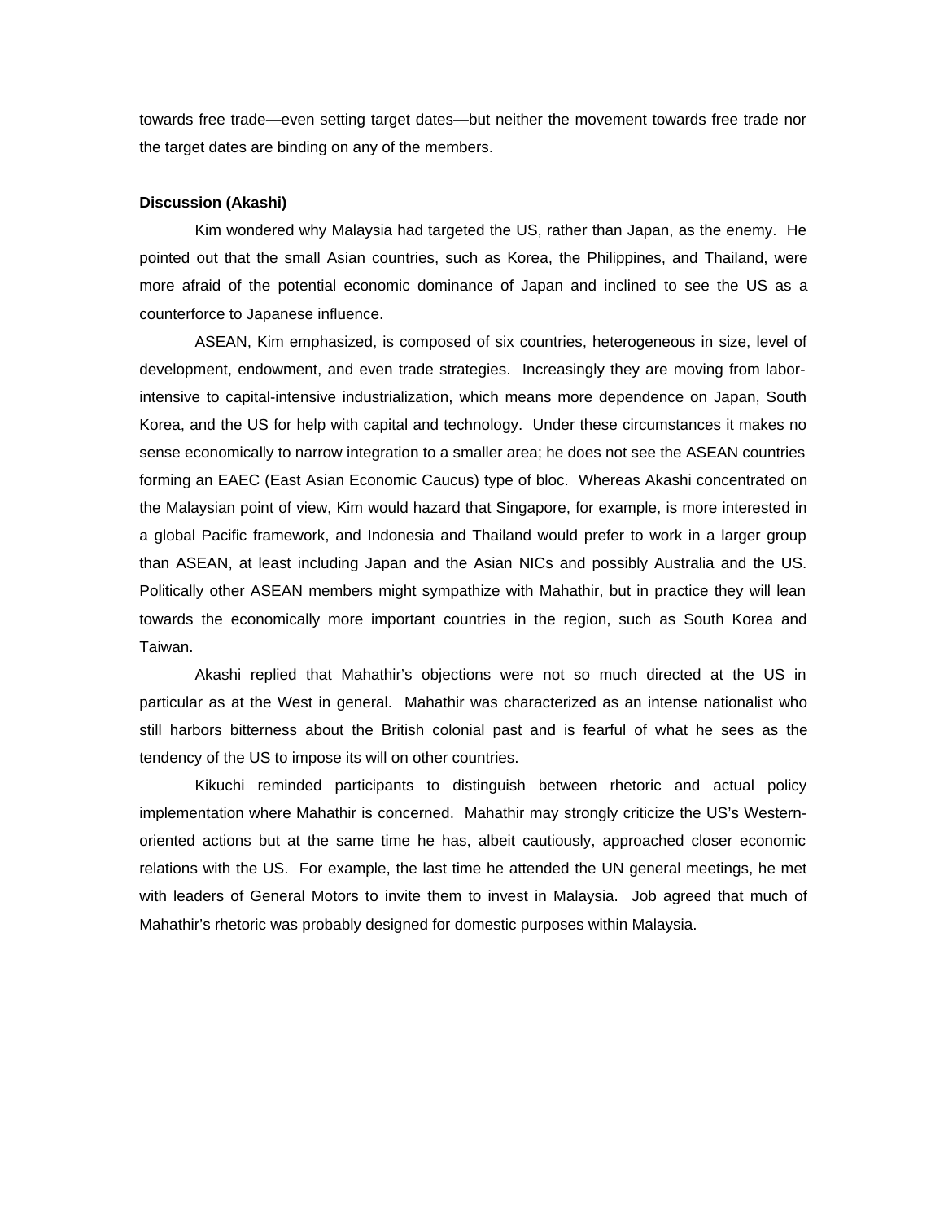towards free trade—even setting target dates—but neither the movement towards free trade nor the target dates are binding on any of the members.

**Discussion (Akashi)**

Kim wondered why Malaysia had targeted the US, rather than Japan, as the enemy. He pointed out that the small Asian countries, such as Korea, the Philippines, and Thailand, were more afraid of the potential economic dominance of Japan and inclined to see the US as a counterforce to Japanese influence.

ASEAN, Kim emphasized, is composed of six countries, heterogeneous in size, level of development, endowment, and even trade strategies. Increasingly they are moving from labor-intensive to capital-intensive industrialization, which means more dependence on Japan, South Korea, and the US for help with capital and technology. Under these circumstances it makes no sense economically to narrow integration to a smaller area; he does not see the ASEAN countries forming an EAEC (East Asian Economic Caucus) type of bloc. Whereas Akashi concentrated on the Malaysian point of view, Kim would hazard that Singapore, for example, is more interested in a global Pacific framework, and Indonesia and Thailand would prefer to work in a larger group than ASEAN, at least including Japan and the Asian NICs and possibly Australia and the US. Politically other ASEAN members might sympathize with Mahathir, but in practice they will lean towards the economically more important countries in the region, such as South Korea and Taiwan.

Akashi replied that Mahathir's objections were not so much directed at the US in particular as at the West in general. Mahathir was characterized as an intense nationalist who still harbors bitterness about the British colonial past and is fearful of what he sees as the tendency of the US to impose its will on other countries.

Kikuchi reminded participants to distinguish between rhetoric and actual policy implementation where Mahathir is concerned. Mahathir may strongly criticize the US's Western-oriented actions but at the same time he has, albeit cautiously, approached closer economic relations with the US. For example, the last time he attended the UN general meetings, he met with leaders of General Motors to invite them to invest in Malaysia. Job agreed that much of Mahathir's rhetoric was probably designed for domestic purposes within Malaysia.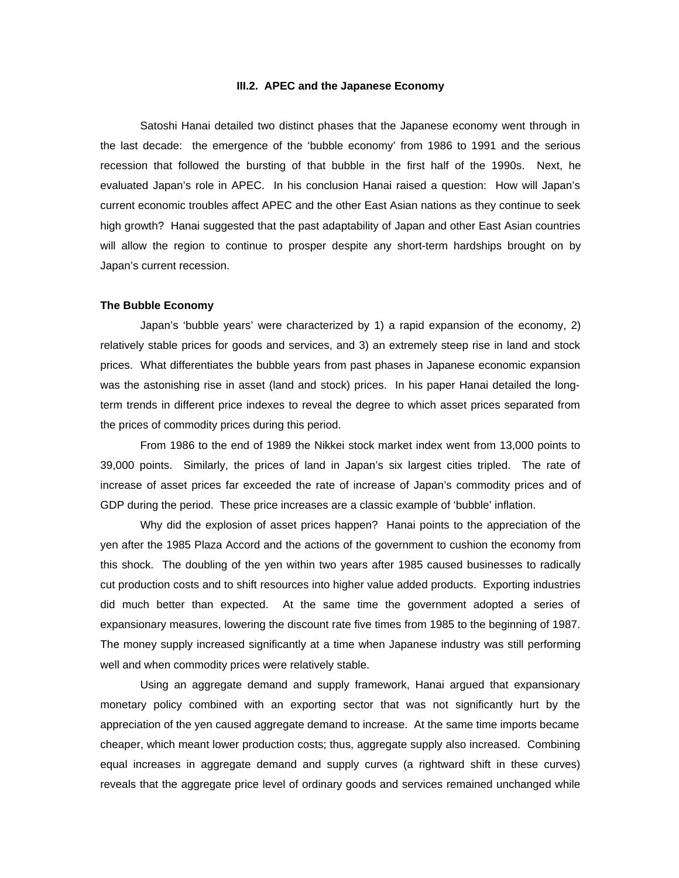### III.2. APEC and the Japanese Economy

Satoshi Hanai detailed two distinct phases that the Japanese economy went through in the last decade: the emergence of the 'bubble economy' from 1986 to 1991 and the serious recession that followed the bursting of that bubble in the first half of the 1990s. Next, he evaluated Japan's role in APEC. In his conclusion Hanai raised a question: How will Japan's current economic troubles affect APEC and the other East Asian nations as they continue to seek high growth? Hanai suggested that the past adaptability of Japan and other East Asian countries will allow the region to continue to prosper despite any short-term hardships brought on by Japan's current recession.

**The Bubble Economy**

Japan's 'bubble years' were characterized by 1) a rapid expansion of the economy, 2) relatively stable prices for goods and services, and 3) an extremely steep rise in land and stock prices. What differentiates the bubble years from past phases in Japanese economic expansion was the astonishing rise in asset (land and stock) prices. In his paper Hanai detailed the long-term trends in different price indexes to reveal the degree to which asset prices separated from the prices of commodity prices during this period.

From 1986 to the end of 1989 the Nikkei stock market index went from 13,000 points to 39,000 points. Similarly, the prices of land in Japan's six largest cities tripled. The rate of increase of asset prices far exceeded the rate of increase of Japan's commodity prices and of GDP during the period. These price increases are a classic example of 'bubble' inflation.

Why did the explosion of asset prices happen? Hanai points to the appreciation of the yen after the 1985 Plaza Accord and the actions of the government to cushion the economy from this shock. The doubling of the yen within two years after 1985 caused businesses to radically cut production costs and to shift resources into higher value added products. Exporting industries did much better than expected. At the same time the government adopted a series of expansionary measures, lowering the discount rate five times from 1985 to the beginning of 1987. The money supply increased significantly at a time when Japanese industry was still performing well and when commodity prices were relatively stable.

Using an aggregate demand and supply framework, Hanai argued that expansionary monetary policy combined with an exporting sector that was not significantly hurt by the appreciation of the yen caused aggregate demand to increase. At the same time imports became cheaper, which meant lower production costs; thus, aggregate supply also increased. Combining equal increases in aggregate demand and supply curves (a rightward shift in these curves) reveals that the aggregate price level of ordinary goods and services remained unchanged while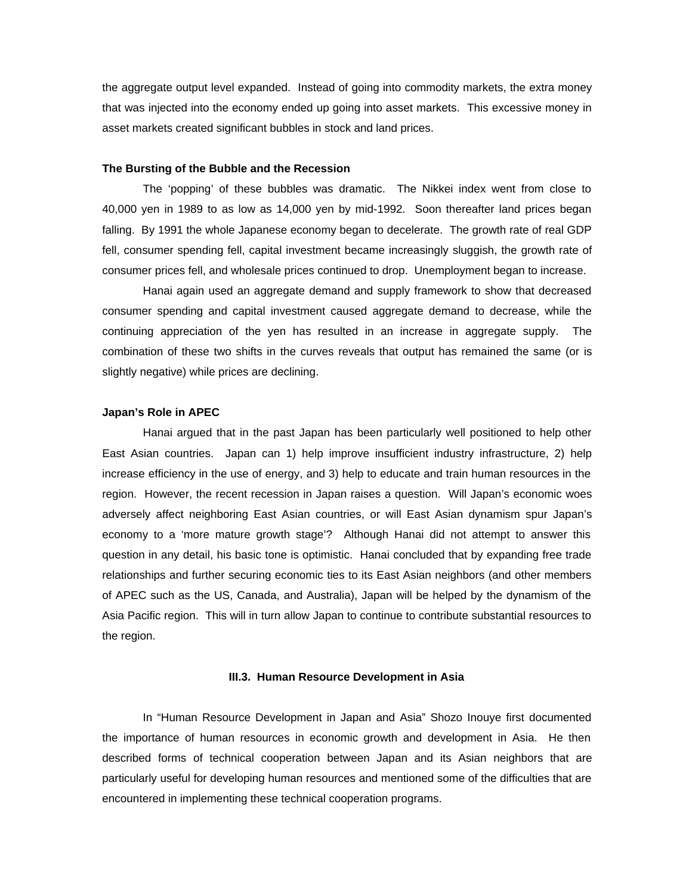the aggregate output level expanded. Instead of going into commodity markets, the extra money that was injected into the economy ended up going into asset markets. This excessive money in asset markets created significant bubbles in stock and land prices.

**The Bursting of the Bubble and the Recession**

The 'popping' of these bubbles was dramatic. The Nikkei index went from close to 40,000 yen in 1989 to as low as 14,000 yen by mid-1992. Soon thereafter land prices began falling. By 1991 the whole Japanese economy began to decelerate. The growth rate of real GDP fell, consumer spending fell, capital investment became increasingly sluggish, the growth rate of consumer prices fell, and wholesale prices continued to drop. Unemployment began to increase.

Hanai again used an aggregate demand and supply framework to show that decreased consumer spending and capital investment caused aggregate demand to decrease, while the continuing appreciation of the yen has resulted in an increase in aggregate supply. The combination of these two shifts in the curves reveals that output has remained the same (or is slightly negative) while prices are declining.

**Japan's Role in APEC**

Hanai argued that in the past Japan has been particularly well positioned to help other East Asian countries. Japan can 1) help improve insufficient industry infrastructure, 2) help increase efficiency in the use of energy, and 3) help to educate and train human resources in the region. However, the recent recession in Japan raises a question. Will Japan's economic woes adversely affect neighboring East Asian countries, or will East Asian dynamism spur Japan's economy to a 'more mature growth stage'? Although Hanai did not attempt to answer this question in any detail, his basic tone is optimistic. Hanai concluded that by expanding free trade relationships and further securing economic ties to its East Asian neighbors (and other members of APEC such as the US, Canada, and Australia), Japan will be helped by the dynamism of the Asia Pacific region. This will in turn allow Japan to continue to contribute substantial resources to the region.

### III.3. Human Resource Development in Asia

In "Human Resource Development in Japan and Asia" Shozo Inouye first documented the importance of human resources in economic growth and development in Asia. He then described forms of technical cooperation between Japan and its Asian neighbors that are particularly useful for developing human resources and mentioned some of the difficulties that are encountered in implementing these technical cooperation programs.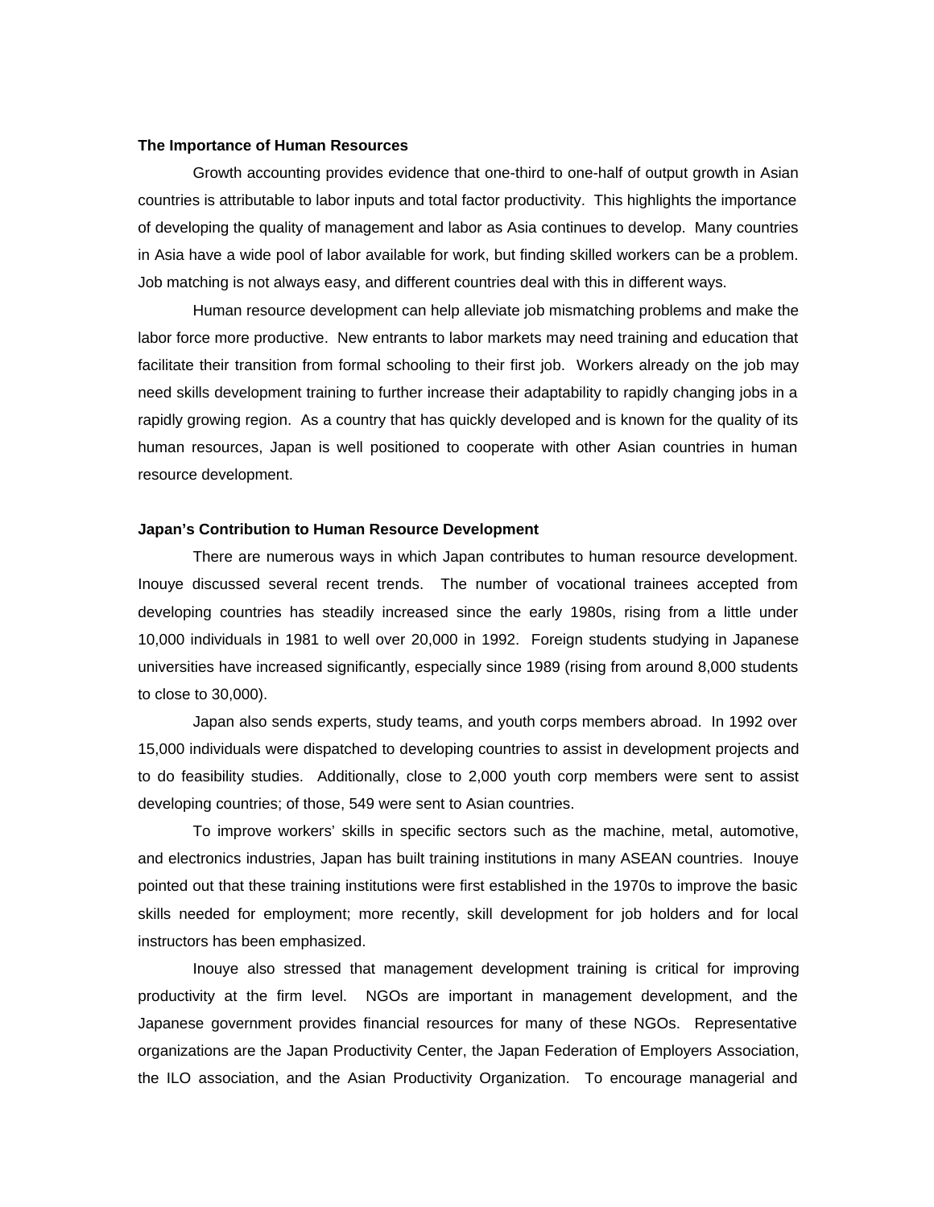**The Importance of Human Resources**

Growth accounting provides evidence that one-third to one-half of output growth in Asian countries is attributable to labor inputs and total factor productivity. This highlights the importance of developing the quality of management and labor as Asia continues to develop. Many countries in Asia have a wide pool of labor available for work, but finding skilled workers can be a problem. Job matching is not always easy, and different countries deal with this in different ways.

Human resource development can help alleviate job mismatching problems and make the labor force more productive. New entrants to labor markets may need training and education that facilitate their transition from formal schooling to their first job. Workers already on the job may need skills development training to further increase their adaptability to rapidly changing jobs in a rapidly growing region. As a country that has quickly developed and is known for the quality of its human resources, Japan is well positioned to cooperate with other Asian countries in human resource development.

**Japan's Contribution to Human Resource Development**

There are numerous ways in which Japan contributes to human resource development. Inouye discussed several recent trends. The number of vocational trainees accepted from developing countries has steadily increased since the early 1980s, rising from a little under 10,000 individuals in 1981 to well over 20,000 in 1992. Foreign students studying in Japanese universities have increased significantly, especially since 1989 (rising from around 8,000 students to close to 30,000).

Japan also sends experts, study teams, and youth corps members abroad. In 1992 over 15,000 individuals were dispatched to developing countries to assist in development projects and to do feasibility studies. Additionally, close to 2,000 youth corp members were sent to assist developing countries; of those, 549 were sent to Asian countries.

To improve workers' skills in specific sectors such as the machine, metal, automotive, and electronics industries, Japan has built training institutions in many ASEAN countries. Inouye pointed out that these training institutions were first established in the 1970s to improve the basic skills needed for employment; more recently, skill development for job holders and for local instructors has been emphasized.

Inouye also stressed that management development training is critical for improving productivity at the firm level. NGOs are important in management development, and the Japanese government provides financial resources for many of these NGOs. Representative organizations are the Japan Productivity Center, the Japan Federation of Employers Association, the ILO association, and the Asian Productivity Organization. To encourage managerial and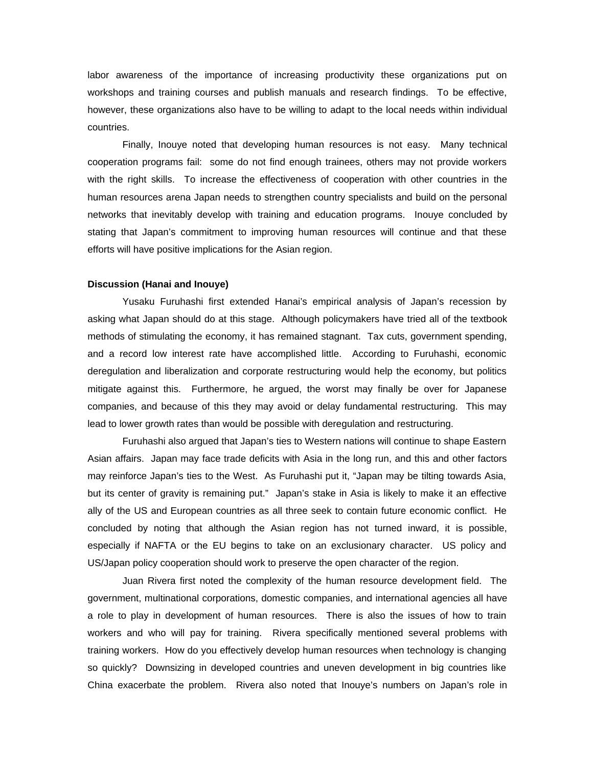labor awareness of the importance of increasing productivity these organizations put on workshops and training courses and publish manuals and research findings. To be effective, however, these organizations also have to be willing to adapt to the local needs within individual countries.

Finally, Inouye noted that developing human resources is not easy. Many technical cooperation programs fail: some do not find enough trainees, others may not provide workers with the right skills. To increase the effectiveness of cooperation with other countries in the human resources arena Japan needs to strengthen country specialists and build on the personal networks that inevitably develop with training and education programs. Inouye concluded by stating that Japan's commitment to improving human resources will continue and that these efforts will have positive implications for the Asian region.

**Discussion (Hanai and Inouye)**

Yusaku Furuhashi first extended Hanai's empirical analysis of Japan's recession by asking what Japan should do at this stage. Although policymakers have tried all of the textbook methods of stimulating the economy, it has remained stagnant. Tax cuts, government spending, and a record low interest rate have accomplished little. According to Furuhashi, economic deregulation and liberalization and corporate restructuring would help the economy, but politics mitigate against this. Furthermore, he argued, the worst may finally be over for Japanese companies, and because of this they may avoid or delay fundamental restructuring. This may lead to lower growth rates than would be possible with deregulation and restructuring.

Furuhashi also argued that Japan's ties to Western nations will continue to shape Eastern Asian affairs. Japan may face trade deficits with Asia in the long run, and this and other factors may reinforce Japan's ties to the West. As Furuhashi put it, "Japan may be tilting towards Asia, but its center of gravity is remaining put." Japan's stake in Asia is likely to make it an effective ally of the US and European countries as all three seek to contain future economic conflict. He concluded by noting that although the Asian region has not turned inward, it is possible, especially if NAFTA or the EU begins to take on an exclusionary character. US policy and US/Japan policy cooperation should work to preserve the open character of the region.

Juan Rivera first noted the complexity of the human resource development field. The government, multinational corporations, domestic companies, and international agencies all have a role to play in development of human resources. There is also the issues of how to train workers and who will pay for training. Rivera specifically mentioned several problems with training workers. How do you effectively develop human resources when technology is changing so quickly? Downsizing in developed countries and uneven development in big countries like China exacerbate the problem. Rivera also noted that Inouye's numbers on Japan's role in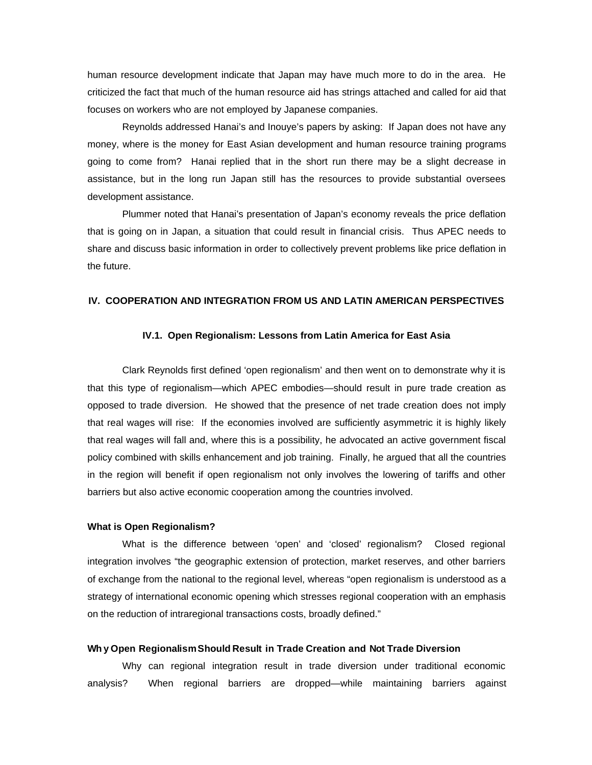human resource development indicate that Japan may have much more to do in the area. He criticized the fact that much of the human resource aid has strings attached and called for aid that focuses on workers who are not employed by Japanese companies.

Reynolds addressed Hanai's and Inouye's papers by asking: If Japan does not have any money, where is the money for East Asian development and human resource training programs going to come from? Hanai replied that in the short run there may be a slight decrease in assistance, but in the long run Japan still has the resources to provide substantial oversees development assistance.

Plummer noted that Hanai's presentation of Japan's economy reveals the price deflation that is going on in Japan, a situation that could result in financial crisis. Thus APEC needs to share and discuss basic information in order to collectively prevent problems like price deflation in the future.

## IV. COOPERATION AND INTEGRATION FROM US AND LATIN AMERICAN PERSPECTIVES

### IV.1. Open Regionalism: Lessons from Latin America for East Asia

Clark Reynolds first defined 'open regionalism' and then went on to demonstrate why it is that this type of regionalism—which APEC embodies—should result in pure trade creation as opposed to trade diversion. He showed that the presence of net trade creation does not imply that real wages will rise: If the economies involved are sufficiently asymmetric it is highly likely that real wages will fall and, where this is a possibility, he advocated an active government fiscal policy combined with skills enhancement and job training. Finally, he argued that all the countries in the region will benefit if open regionalism not only involves the lowering of tariffs and other barriers but also active economic cooperation among the countries involved.

**What is Open Regionalism?**

What is the difference between 'open' and 'closed' regionalism? Closed regional integration involves "the geographic extension of protection, market reserves, and other barriers of exchange from the national to the regional level, whereas "open regionalism is understood as a strategy of international economic opening which stresses regional cooperation with an emphasis on the reduction of intraregional transactions costs, broadly defined."

**Why Open Regionalism Should Result in Trade Creation and Not Trade Diversion**

Why can regional integration result in trade diversion under traditional economic analysis? When regional barriers are dropped—while maintaining barriers against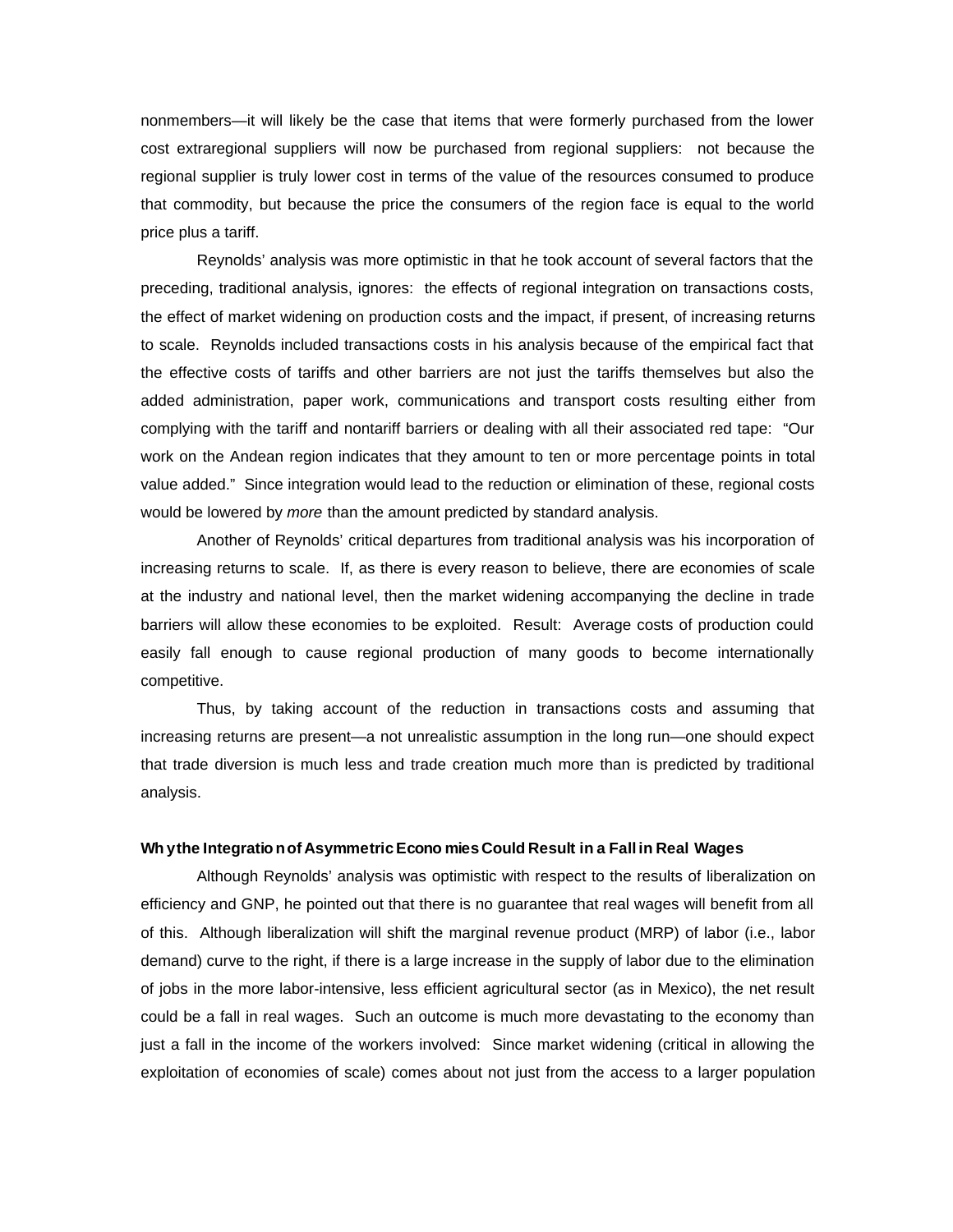nonmembers—it will likely be the case that items that were formerly purchased from the lower cost extraregional suppliers will now be purchased from regional suppliers: not because the regional supplier is truly lower cost in terms of the value of the resources consumed to produce that commodity, but because the price the consumers of the region face is equal to the world price plus a tariff.

Reynolds' analysis was more optimistic in that he took account of several factors that the preceding, traditional analysis, ignores: the effects of regional integration on transactions costs, the effect of market widening on production costs and the impact, if present, of increasing returns to scale. Reynolds included transactions costs in his analysis because of the empirical fact that the effective costs of tariffs and other barriers are not just the tariffs themselves but also the added administration, paper work, communications and transport costs resulting either from complying with the tariff and nontariff barriers or dealing with all their associated red tape: "Our work on the Andean region indicates that they amount to ten or more percentage points in total value added." Since integration would lead to the reduction or elimination of these, regional costs would be lowered by *more* than the amount predicted by standard analysis.

Another of Reynolds' critical departures from traditional analysis was his incorporation of increasing returns to scale. If, as there is every reason to believe, there are economies of scale at the industry and national level, then the market widening accompanying the decline in trade barriers will allow these economies to be exploited. Result: Average costs of production could easily fall enough to cause regional production of many goods to become internationally competitive.

Thus, by taking account of the reduction in transactions costs and assuming that increasing returns are present—a not unrealistic assumption in the long run—one should expect that trade diversion is much less and trade creation much more than is predicted by traditional analysis.

**Why the Integration of Asymmetric Economies Could Result in a Fall in Real Wages**

Although Reynolds' analysis was optimistic with respect to the results of liberalization on efficiency and GNP, he pointed out that there is no guarantee that real wages will benefit from all of this. Although liberalization will shift the marginal revenue product (MRP) of labor (i.e., labor demand) curve to the right, if there is a large increase in the supply of labor due to the elimination of jobs in the more labor-intensive, less efficient agricultural sector (as in Mexico), the net result could be a fall in real wages. Such an outcome is much more devastating to the economy than just a fall in the income of the workers involved: Since market widening (critical in allowing the exploitation of economies of scale) comes about not just from the access to a larger population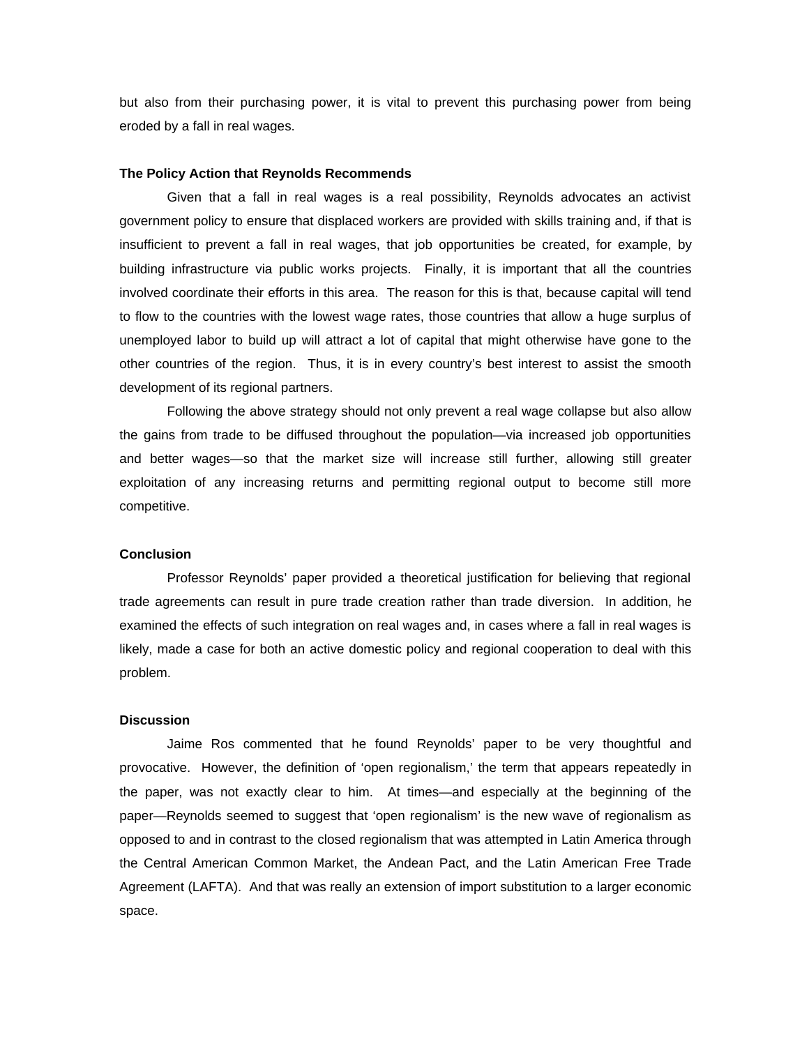but also from their purchasing power, it is vital to prevent this purchasing power from being eroded by a fall in real wages.

**The Policy Action that Reynolds Recommends**

Given that a fall in real wages is a real possibility, Reynolds advocates an activist government policy to ensure that displaced workers are provided with skills training and, if that is insufficient to prevent a fall in real wages, that job opportunities be created, for example, by building infrastructure via public works projects. Finally, it is important that all the countries involved coordinate their efforts in this area. The reason for this is that, because capital will tend to flow to the countries with the lowest wage rates, those countries that allow a huge surplus of unemployed labor to build up will attract a lot of capital that might otherwise have gone to the other countries of the region. Thus, it is in every country's best interest to assist the smooth development of its regional partners.

Following the above strategy should not only prevent a real wage collapse but also allow the gains from trade to be diffused throughout the population—via increased job opportunities and better wages—so that the market size will increase still further, allowing still greater exploitation of any increasing returns and permitting regional output to become still more competitive.

**Conclusion**

Professor Reynolds' paper provided a theoretical justification for believing that regional trade agreements can result in pure trade creation rather than trade diversion. In addition, he examined the effects of such integration on real wages and, in cases where a fall in real wages is likely, made a case for both an active domestic policy and regional cooperation to deal with this problem.

**Discussion**

Jaime Ros commented that he found Reynolds' paper to be very thoughtful and provocative. However, the definition of 'open regionalism,' the term that appears repeatedly in the paper, was not exactly clear to him. At times—and especially at the beginning of the paper—Reynolds seemed to suggest that 'open regionalism' is the new wave of regionalism as opposed to and in contrast to the closed regionalism that was attempted in Latin America through the Central American Common Market, the Andean Pact, and the Latin American Free Trade Agreement (LAFTA). And that was really an extension of import substitution to a larger economic space.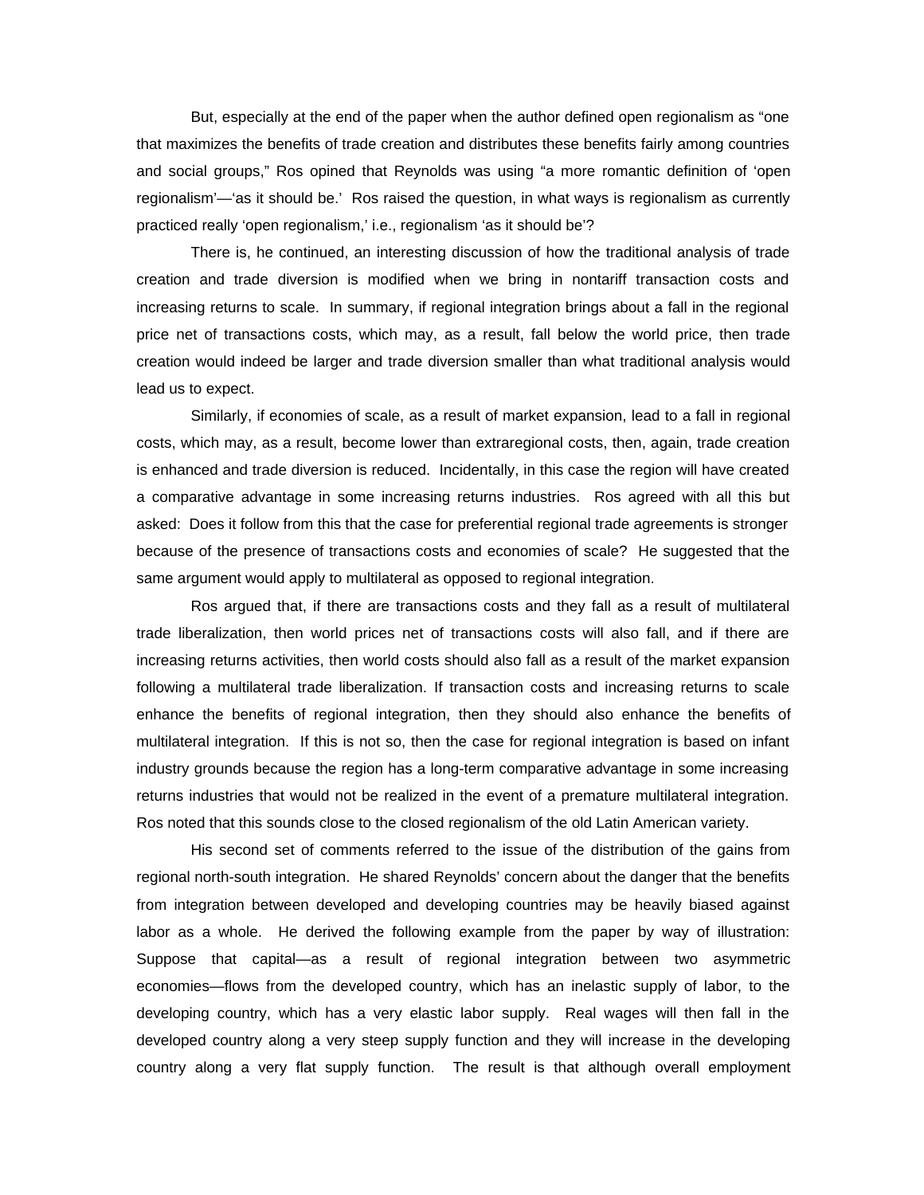But, especially at the end of the paper when the author defined open regionalism as "one that maximizes the benefits of trade creation and distributes these benefits fairly among countries and social groups," Ros opined that Reynolds was using "a more romantic definition of 'open regionalism'—'as it should be.' Ros raised the question, in what ways is regionalism as currently practiced really 'open regionalism,' i.e., regionalism 'as it should be'?

There is, he continued, an interesting discussion of how the traditional analysis of trade creation and trade diversion is modified when we bring in nontariff transaction costs and increasing returns to scale. In summary, if regional integration brings about a fall in the regional price net of transactions costs, which may, as a result, fall below the world price, then trade creation would indeed be larger and trade diversion smaller than what traditional analysis would lead us to expect.

Similarly, if economies of scale, as a result of market expansion, lead to a fall in regional costs, which may, as a result, become lower than extraregional costs, then, again, trade creation is enhanced and trade diversion is reduced. Incidentally, in this case the region will have created a comparative advantage in some increasing returns industries. Ros agreed with all this but asked: Does it follow from this that the case for preferential regional trade agreements is stronger because of the presence of transactions costs and economies of scale? He suggested that the same argument would apply to multilateral as opposed to regional integration.

Ros argued that, if there are transactions costs and they fall as a result of multilateral trade liberalization, then world prices net of transactions costs will also fall, and if there are increasing returns activities, then world costs should also fall as a result of the market expansion following a multilateral trade liberalization. If transaction costs and increasing returns to scale enhance the benefits of regional integration, then they should also enhance the benefits of multilateral integration. If this is not so, then the case for regional integration is based on infant industry grounds because the region has a long-term comparative advantage in some increasing returns industries that would not be realized in the event of a premature multilateral integration. Ros noted that this sounds close to the closed regionalism of the old Latin American variety.

His second set of comments referred to the issue of the distribution of the gains from regional north-south integration. He shared Reynolds' concern about the danger that the benefits from integration between developed and developing countries may be heavily biased against labor as a whole. He derived the following example from the paper by way of illustration: Suppose that capital—as a result of regional integration between two asymmetric economies—flows from the developed country, which has an inelastic supply of labor, to the developing country, which has a very elastic labor supply. Real wages will then fall in the developed country along a very steep supply function and they will increase in the developing country along a very flat supply function. The result is that although overall employment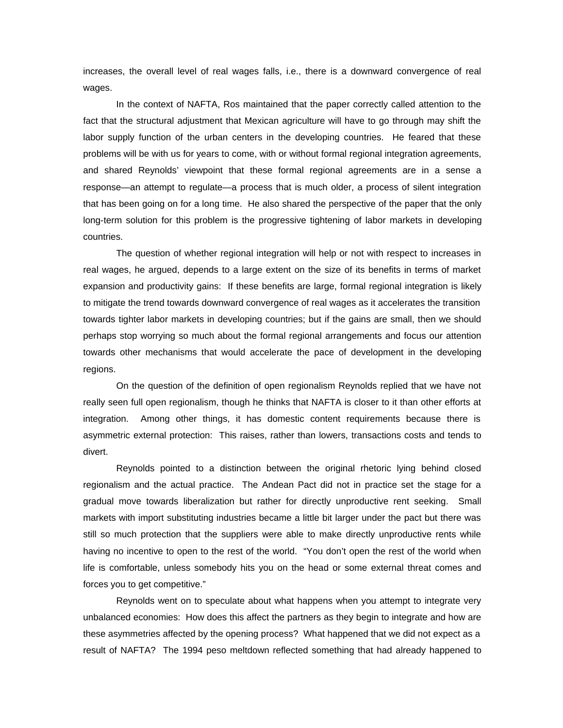increases, the overall level of real wages falls, i.e., there is a downward convergence of real wages.

In the context of NAFTA, Ros maintained that the paper correctly called attention to the fact that the structural adjustment that Mexican agriculture will have to go through may shift the labor supply function of the urban centers in the developing countries. He feared that these problems will be with us for years to come, with or without formal regional integration agreements, and shared Reynolds' viewpoint that these formal regional agreements are in a sense a response—an attempt to regulate—a process that is much older, a process of silent integration that has been going on for a long time. He also shared the perspective of the paper that the only long-term solution for this problem is the progressive tightening of labor markets in developing countries.

The question of whether regional integration will help or not with respect to increases in real wages, he argued, depends to a large extent on the size of its benefits in terms of market expansion and productivity gains: If these benefits are large, formal regional integration is likely to mitigate the trend towards downward convergence of real wages as it accelerates the transition towards tighter labor markets in developing countries; but if the gains are small, then we should perhaps stop worrying so much about the formal regional arrangements and focus our attention towards other mechanisms that would accelerate the pace of development in the developing regions.

On the question of the definition of open regionalism Reynolds replied that we have not really seen full open regionalism, though he thinks that NAFTA is closer to it than other efforts at integration. Among other things, it has domestic content requirements because there is asymmetric external protection: This raises, rather than lowers, transactions costs and tends to divert.

Reynolds pointed to a distinction between the original rhetoric lying behind closed regionalism and the actual practice. The Andean Pact did not in practice set the stage for a gradual move towards liberalization but rather for directly unproductive rent seeking. Small markets with import substituting industries became a little bit larger under the pact but there was still so much protection that the suppliers were able to make directly unproductive rents while having no incentive to open to the rest of the world. "You don't open the rest of the world when life is comfortable, unless somebody hits you on the head or some external threat comes and forces you to get competitive."

Reynolds went on to speculate about what happens when you attempt to integrate very unbalanced economies: How does this affect the partners as they begin to integrate and how are these asymmetries affected by the opening process? What happened that we did not expect as a result of NAFTA? The 1994 peso meltdown reflected something that had already happened to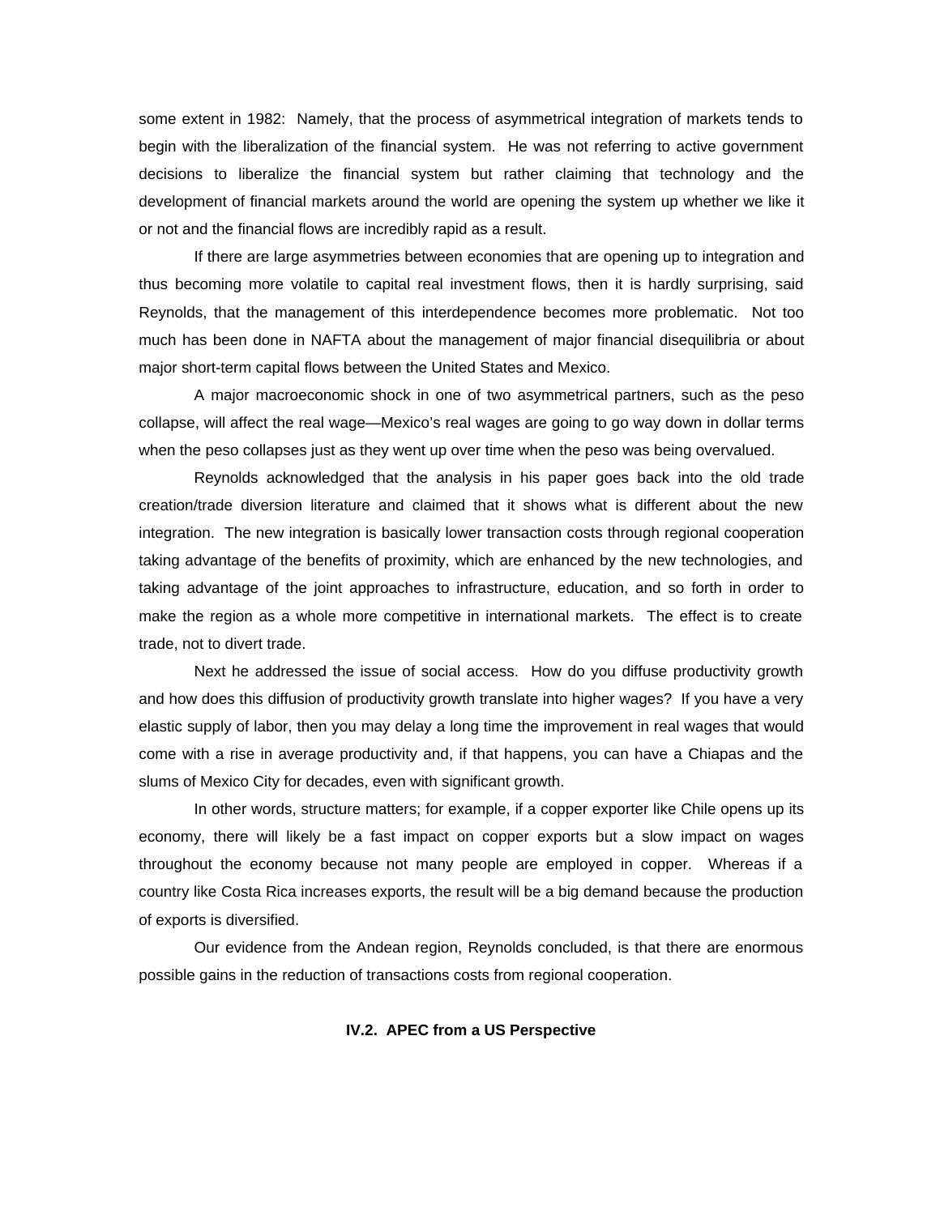some extent in 1982: Namely, that the process of asymmetrical integration of markets tends to begin with the liberalization of the financial system. He was not referring to active government decisions to liberalize the financial system but rather claiming that technology and the development of financial markets around the world are opening the system up whether we like it or not and the financial flows are incredibly rapid as a result.

If there are large asymmetries between economies that are opening up to integration and thus becoming more volatile to capital real investment flows, then it is hardly surprising, said Reynolds, that the management of this interdependence becomes more problematic. Not too much has been done in NAFTA about the management of major financial disequilibria or about major short-term capital flows between the United States and Mexico.

A major macroeconomic shock in one of two asymmetrical partners, such as the peso collapse, will affect the real wage—Mexico's real wages are going to go way down in dollar terms when the peso collapses just as they went up over time when the peso was being overvalued.

Reynolds acknowledged that the analysis in his paper goes back into the old trade creation/trade diversion literature and claimed that it shows what is different about the new integration. The new integration is basically lower transaction costs through regional cooperation taking advantage of the benefits of proximity, which are enhanced by the new technologies, and taking advantage of the joint approaches to infrastructure, education, and so forth in order to make the region as a whole more competitive in international markets. The effect is to create trade, not to divert trade.

Next he addressed the issue of social access. How do you diffuse productivity growth and how does this diffusion of productivity growth translate into higher wages? If you have a very elastic supply of labor, then you may delay a long time the improvement in real wages that would come with a rise in average productivity and, if that happens, you can have a Chiapas and the slums of Mexico City for decades, even with significant growth.

In other words, structure matters; for example, if a copper exporter like Chile opens up its economy, there will likely be a fast impact on copper exports but a slow impact on wages throughout the economy because not many people are employed in copper. Whereas if a country like Costa Rica increases exports, the result will be a big demand because the production of exports is diversified.

Our evidence from the Andean region, Reynolds concluded, is that there are enormous possible gains in the reduction of transactions costs from regional cooperation.

### IV.2. APEC from a US Perspective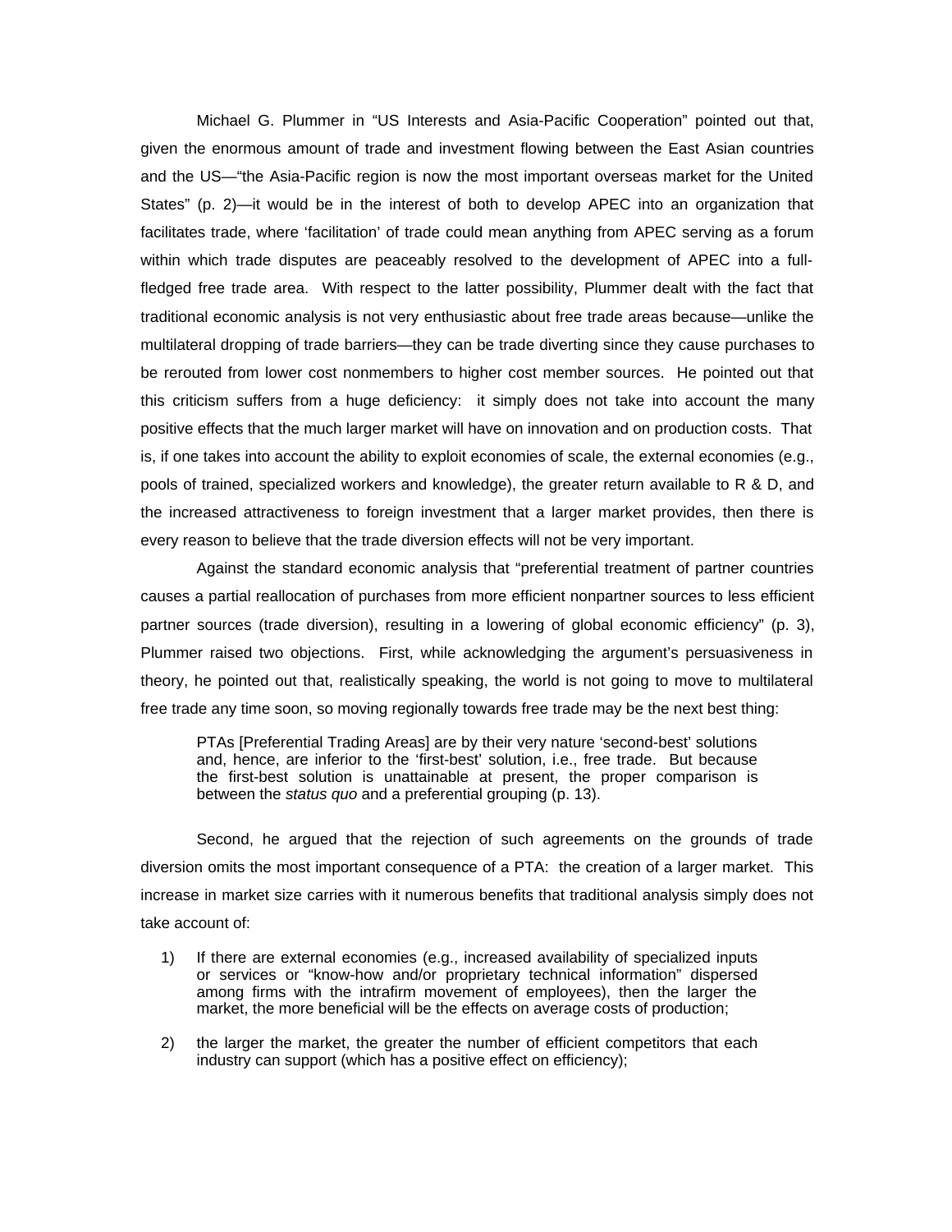Michael G. Plummer in “US Interests and Asia-Pacific Cooperation” pointed out that, given the enormous amount of trade and investment flowing between the East Asian countries and the US—“the Asia-Pacific region is now the most important overseas market for the United States” (p. 2)—it would be in the interest of both to develop APEC into an organization that facilitates trade, where ‘facilitation’ of trade could mean anything from APEC serving as a forum within which trade disputes are peaceably resolved to the development of APEC into a full-fledged free trade area. With respect to the latter possibility, Plummer dealt with the fact that traditional economic analysis is not very enthusiastic about free trade areas because—unlike the multilateral dropping of trade barriers—they can be trade diverting since they cause purchases to be rerouted from lower cost nonmembers to higher cost member sources. He pointed out that this criticism suffers from a huge deficiency: it simply does not take into account the many positive effects that the much larger market will have on innovation and on production costs. That is, if one takes into account the ability to exploit economies of scale, the external economies (e.g., pools of trained, specialized workers and knowledge), the greater return available to R & D, and the increased attractiveness to foreign investment that a larger market provides, then there is every reason to believe that the trade diversion effects will not be very important.

Against the standard economic analysis that “preferential treatment of partner countries causes a partial reallocation of purchases from more efficient nonpartner sources to less efficient partner sources (trade diversion), resulting in a lowering of global economic efficiency” (p. 3), Plummer raised two objections. First, while acknowledging the argument’s persuasiveness in theory, he pointed out that, realistically speaking, the world is not going to move to multilateral free trade any time soon, so moving regionally towards free trade may be the next best thing:

> PTAs [Preferential Trading Areas] are by their very nature ‘second-best’ solutions and, hence, are inferior to the ‘first-best’ solution, i.e., free trade. But because the first-best solution is unattainable at present, the proper comparison is between the *status quo* and a preferential grouping (p. 13).

Second, he argued that the rejection of such agreements on the grounds of trade diversion omits the most important consequence of a PTA: the creation of a larger market. This increase in market size carries with it numerous benefits that traditional analysis simply does not take account of:

1) If there are external economies (e.g., increased availability of specialized inputs or services or “know-how and/or proprietary technical information” dispersed among firms with the intrafirm movement of employees), then the larger the market, the more beneficial will be the effects on average costs of production;

2) the larger the market, the greater the number of efficient competitors that each industry can support (which has a positive effect on efficiency);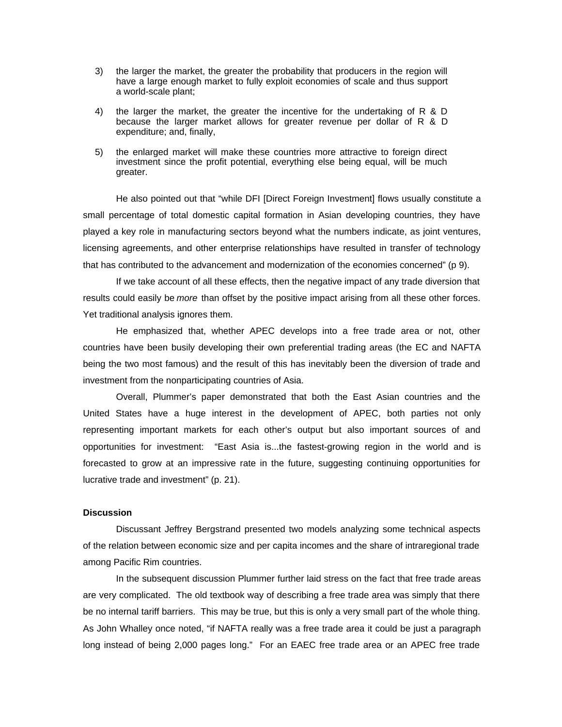3) the larger the market, the greater the probability that producers in the region will have a large enough market to fully exploit economies of scale and thus support a world-scale plant;

4) the larger the market, the greater the incentive for the undertaking of R & D because the larger market allows for greater revenue per dollar of R & D expenditure; and, finally,

5) the enlarged market will make these countries more attractive to foreign direct investment since the profit potential, everything else being equal, will be much greater.

He also pointed out that "while DFI [Direct Foreign Investment] flows usually constitute a small percentage of total domestic capital formation in Asian developing countries, they have played a key role in manufacturing sectors beyond what the numbers indicate, as joint ventures, licensing agreements, and other enterprise relationships have resulted in transfer of technology that has contributed to the advancement and modernization of the economies concerned" (p 9).

If we take account of all these effects, then the negative impact of any trade diversion that results could easily be *more* than offset by the positive impact arising from all these other forces. Yet traditional analysis ignores them.

He emphasized that, whether APEC develops into a free trade area or not, other countries have been busily developing their own preferential trading areas (the EC and NAFTA being the two most famous) and the result of this has inevitably been the diversion of trade and investment from the nonparticipating countries of Asia.

Overall, Plummer's paper demonstrated that both the East Asian countries and the United States have a huge interest in the development of APEC, both parties not only representing important markets for each other's output but also important sources of and opportunities for investment: "East Asia is...the fastest-growing region in the world and is forecasted to grow at an impressive rate in the future, suggesting continuing opportunities for lucrative trade and investment" (p. 21).

**Discussion**

Discussant Jeffrey Bergstrand presented two models analyzing some technical aspects of the relation between economic size and per capita incomes and the share of intraregional trade among Pacific Rim countries.

In the subsequent discussion Plummer further laid stress on the fact that free trade areas are very complicated. The old textbook way of describing a free trade area was simply that there be no internal tariff barriers. This may be true, but this is only a very small part of the whole thing. As John Whalley once noted, "if NAFTA really was a free trade area it could be just a paragraph long instead of being 2,000 pages long." For an EAEC free trade area or an APEC free trade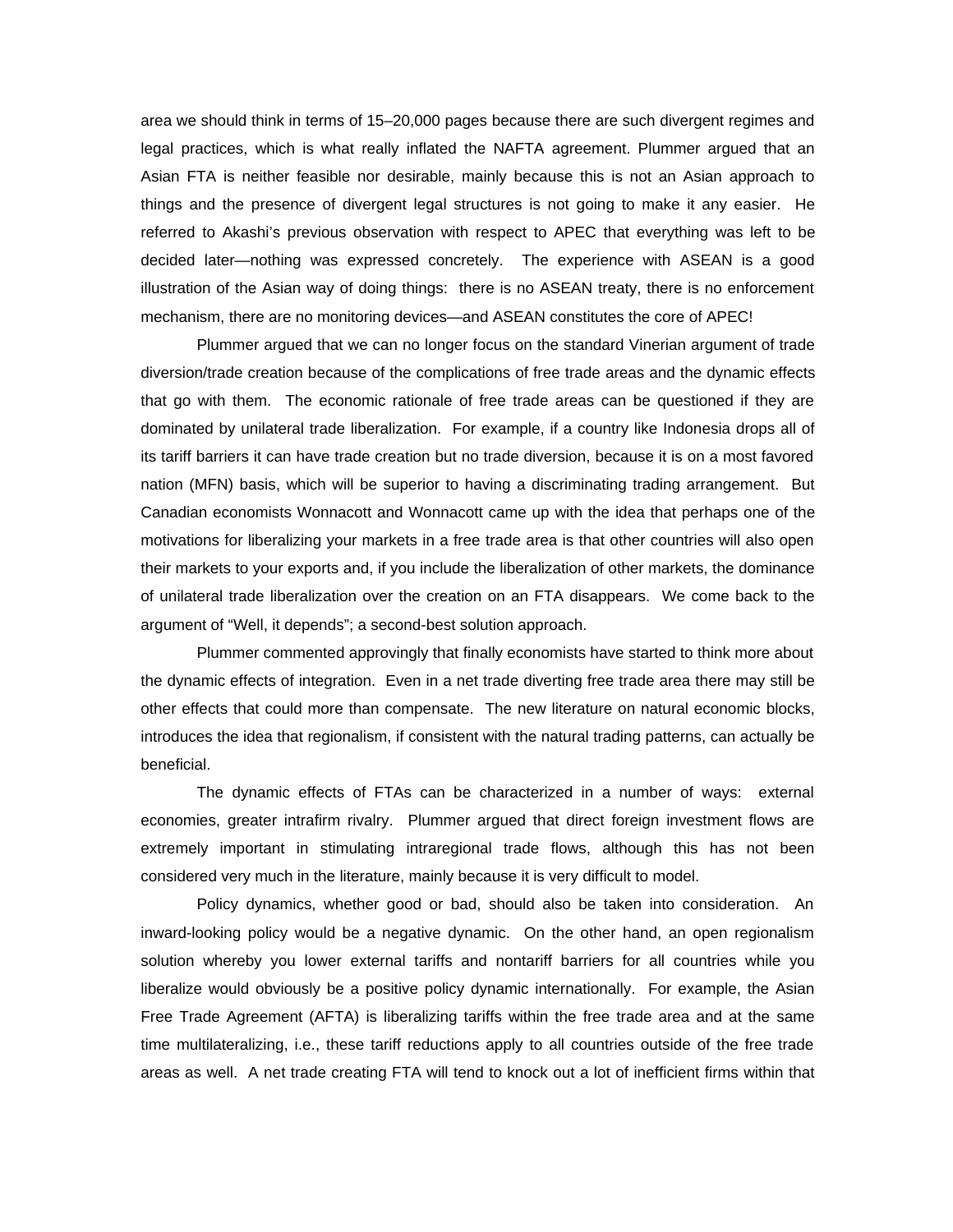area we should think in terms of 15–20,000 pages because there are such divergent regimes and legal practices, which is what really inflated the NAFTA agreement. Plummer argued that an Asian FTA is neither feasible nor desirable, mainly because this is not an Asian approach to things and the presence of divergent legal structures is not going to make it any easier. He referred to Akashi's previous observation with respect to APEC that everything was left to be decided later—nothing was expressed concretely. The experience with ASEAN is a good illustration of the Asian way of doing things: there is no ASEAN treaty, there is no enforcement mechanism, there are no monitoring devices—and ASEAN constitutes the core of APEC!

Plummer argued that we can no longer focus on the standard Vinerian argument of trade diversion/trade creation because of the complications of free trade areas and the dynamic effects that go with them. The economic rationale of free trade areas can be questioned if they are dominated by unilateral trade liberalization. For example, if a country like Indonesia drops all of its tariff barriers it can have trade creation but no trade diversion, because it is on a most favored nation (MFN) basis, which will be superior to having a discriminating trading arrangement. But Canadian economists Wonnacott and Wonnacott came up with the idea that perhaps one of the motivations for liberalizing your markets in a free trade area is that other countries will also open their markets to your exports and, if you include the liberalization of other markets, the dominance of unilateral trade liberalization over the creation on an FTA disappears. We come back to the argument of "Well, it depends"; a second-best solution approach.

Plummer commented approvingly that finally economists have started to think more about the dynamic effects of integration. Even in a net trade diverting free trade area there may still be other effects that could more than compensate. The new literature on natural economic blocks, introduces the idea that regionalism, if consistent with the natural trading patterns, can actually be beneficial.

The dynamic effects of FTAs can be characterized in a number of ways: external economies, greater intrafirm rivalry. Plummer argued that direct foreign investment flows are extremely important in stimulating intraregional trade flows, although this has not been considered very much in the literature, mainly because it is very difficult to model.

Policy dynamics, whether good or bad, should also be taken into consideration. An inward-looking policy would be a negative dynamic. On the other hand, an open regionalism solution whereby you lower external tariffs and nontariff barriers for all countries while you liberalize would obviously be a positive policy dynamic internationally. For example, the Asian Free Trade Agreement (AFTA) is liberalizing tariffs within the free trade area and at the same time multilateralizing, i.e., these tariff reductions apply to all countries outside of the free trade areas as well. A net trade creating FTA will tend to knock out a lot of inefficient firms within that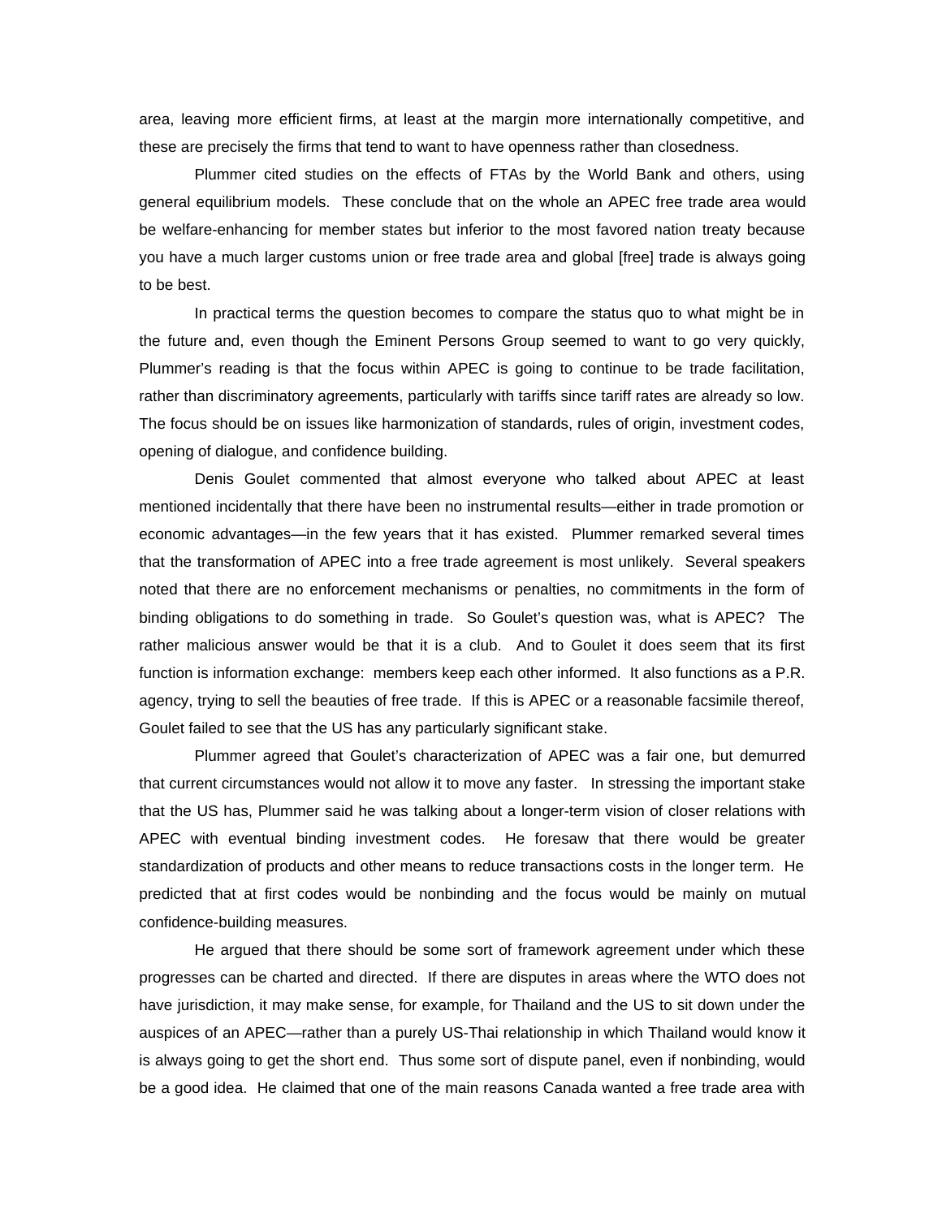area, leaving more efficient firms, at least at the margin more internationally competitive, and these are precisely the firms that tend to want to have openness rather than closedness.

Plummer cited studies on the effects of FTAs by the World Bank and others, using general equilibrium models. These conclude that on the whole an APEC free trade area would be welfare-enhancing for member states but inferior to the most favored nation treaty because you have a much larger customs union or free trade area and global [free] trade is always going to be best.

In practical terms the question becomes to compare the status quo to what might be in the future and, even though the Eminent Persons Group seemed to want to go very quickly, Plummer's reading is that the focus within APEC is going to continue to be trade facilitation, rather than discriminatory agreements, particularly with tariffs since tariff rates are already so low. The focus should be on issues like harmonization of standards, rules of origin, investment codes, opening of dialogue, and confidence building.

Denis Goulet commented that almost everyone who talked about APEC at least mentioned incidentally that there have been no instrumental results—either in trade promotion or economic advantages—in the few years that it has existed. Plummer remarked several times that the transformation of APEC into a free trade agreement is most unlikely. Several speakers noted that there are no enforcement mechanisms or penalties, no commitments in the form of binding obligations to do something in trade. So Goulet's question was, what is APEC? The rather malicious answer would be that it is a club. And to Goulet it does seem that its first function is information exchange: members keep each other informed. It also functions as a P.R. agency, trying to sell the beauties of free trade. If this is APEC or a reasonable facsimile thereof, Goulet failed to see that the US has any particularly significant stake.

Plummer agreed that Goulet's characterization of APEC was a fair one, but demurred that current circumstances would not allow it to move any faster. In stressing the important stake that the US has, Plummer said he was talking about a longer-term vision of closer relations with APEC with eventual binding investment codes. He foresaw that there would be greater standardization of products and other means to reduce transactions costs in the longer term. He predicted that at first codes would be nonbinding and the focus would be mainly on mutual confidence-building measures.

He argued that there should be some sort of framework agreement under which these progresses can be charted and directed. If there are disputes in areas where the WTO does not have jurisdiction, it may make sense, for example, for Thailand and the US to sit down under the auspices of an APEC—rather than a purely US-Thai relationship in which Thailand would know it is always going to get the short end. Thus some sort of dispute panel, even if nonbinding, would be a good idea. He claimed that one of the main reasons Canada wanted a free trade area with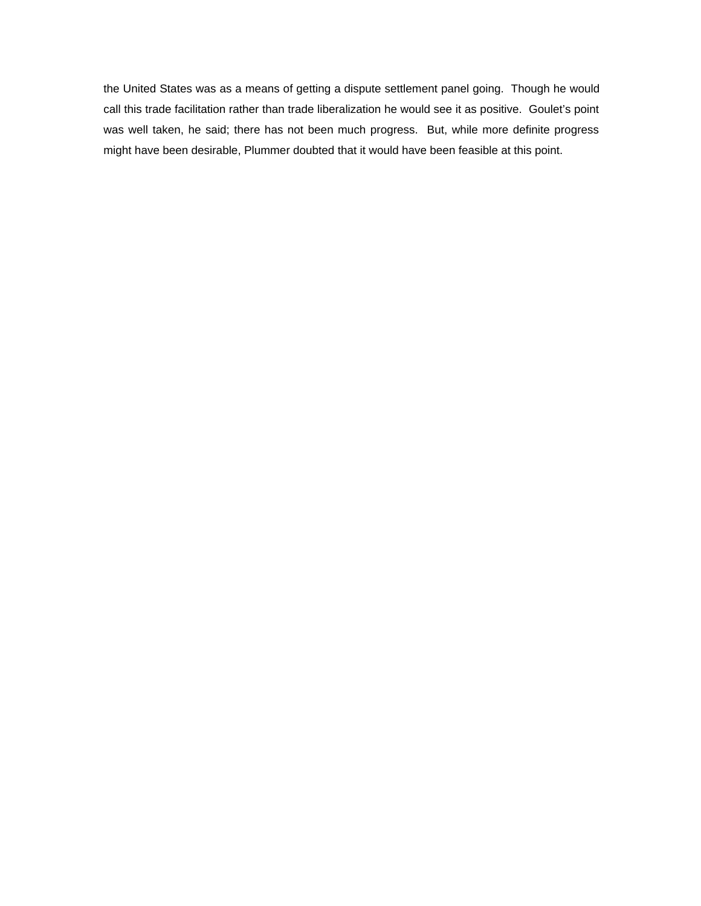the United States was as a means of getting a dispute settlement panel going.  Though he would call this trade facilitation rather than trade liberalization he would see it as positive.  Goulet's point was well taken, he said; there has not been much progress.  But, while more definite progress might have been desirable, Plummer doubted that it would have been feasible at this point.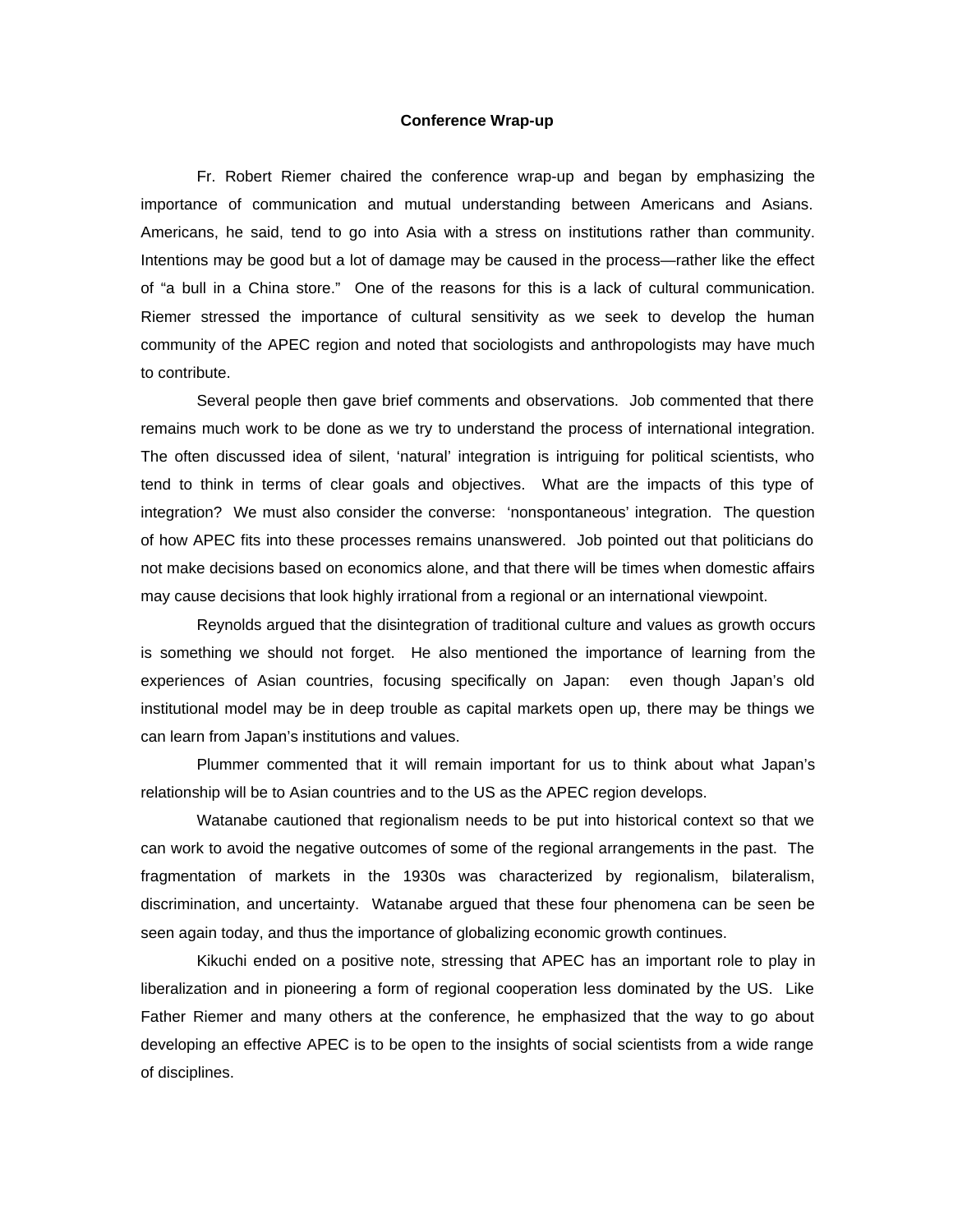## Conference Wrap-up

Fr. Robert Riemer chaired the conference wrap-up and began by emphasizing the importance of communication and mutual understanding between Americans and Asians. Americans, he said, tend to go into Asia with a stress on institutions rather than community. Intentions may be good but a lot of damage may be caused in the process—rather like the effect of "a bull in a China store." One of the reasons for this is a lack of cultural communication. Riemer stressed the importance of cultural sensitivity as we seek to develop the human community of the APEC region and noted that sociologists and anthropologists may have much to contribute.

Several people then gave brief comments and observations. Job commented that there remains much work to be done as we try to understand the process of international integration. The often discussed idea of silent, 'natural' integration is intriguing for political scientists, who tend to think in terms of clear goals and objectives. What are the impacts of this type of integration? We must also consider the converse: 'nonspontaneous' integration. The question of how APEC fits into these processes remains unanswered. Job pointed out that politicians do not make decisions based on economics alone, and that there will be times when domestic affairs may cause decisions that look highly irrational from a regional or an international viewpoint.

Reynolds argued that the disintegration of traditional culture and values as growth occurs is something we should not forget. He also mentioned the importance of learning from the experiences of Asian countries, focusing specifically on Japan: even though Japan's old institutional model may be in deep trouble as capital markets open up, there may be things we can learn from Japan's institutions and values.

Plummer commented that it will remain important for us to think about what Japan's relationship will be to Asian countries and to the US as the APEC region develops.

Watanabe cautioned that regionalism needs to be put into historical context so that we can work to avoid the negative outcomes of some of the regional arrangements in the past. The fragmentation of markets in the 1930s was characterized by regionalism, bilateralism, discrimination, and uncertainty. Watanabe argued that these four phenomena can be seen be seen again today, and thus the importance of globalizing economic growth continues.

Kikuchi ended on a positive note, stressing that APEC has an important role to play in liberalization and in pioneering a form of regional cooperation less dominated by the US. Like Father Riemer and many others at the conference, he emphasized that the way to go about developing an effective APEC is to be open to the insights of social scientists from a wide range of disciplines.